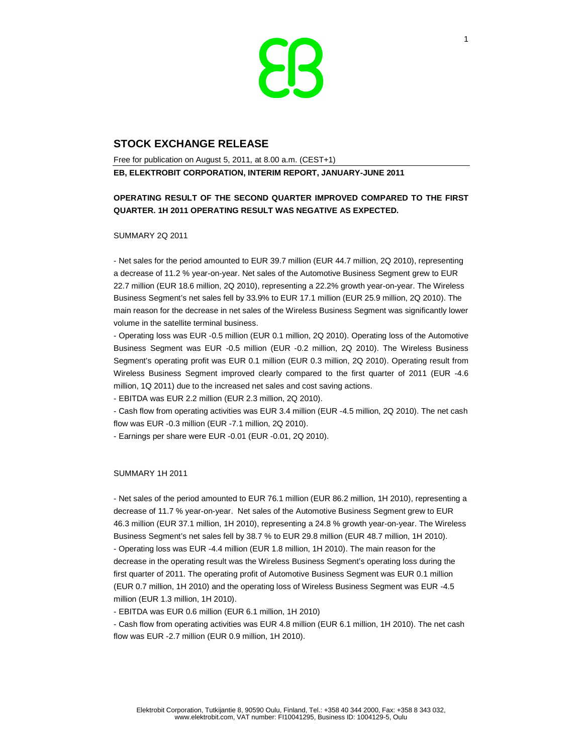## STOCK EXCHANGE RELEASE

Free for publication on August 5, 2011, at 8.00 a.m. (CEST+1)

**EB, ELEKTROBIT CORPORATION, INTERIM REPORT, JANUARY-JUNE 2011**

**OPERATING RESULT OF THE SECOND QUARTER IMPROVED COMPARED TO THE FIRST QUARTER. 1H 2011 OPERATING RESULT WAS NEGATIVE AS EXPECTED.**

SUMMARY 2Q 2011

- Net sales for the period amounted to EUR 39.7 million (EUR 44.7 million, 2Q 2010), representing a decrease of 11.2 % year-on-year. Net sales of the Automotive Business Segment grew to EUR 22.7 million (EUR 18.6 million, 2Q 2010), representing a 22.2% growth year-on-year. The Wireless Business Segment's net sales fell by 33.9% to EUR 17.1 million (EUR 25.9 million, 2Q 2010). The main reason for the decrease in net sales of the Wireless Business Segment was significantly lower volume in the satellite terminal business.
- Operating loss was EUR -0.5 million (EUR 0.1 million, 2Q 2010). Operating loss of the Automotive Business Segment was EUR -0.5 million (EUR -0.2 million, 2Q 2010). The Wireless Business Segment's operating profit was EUR 0.1 million (EUR 0.3 million, 2Q 2010). Operating result from Wireless Business Segment improved clearly compared to the first quarter of 2011 (EUR -4.6 million, 1Q 2011) due to the increased net sales and cost saving actions.
- EBITDA was EUR 2.2 million (EUR 2.3 million, 2Q 2010).
- Cash flow from operating activities was EUR 3.4 million (EUR -4.5 million, 2Q 2010). The net cash flow was EUR -0.3 million (EUR -7.1 million, 2Q 2010).
- Earnings per share were EUR -0.01 (EUR -0.01, 2Q 2010).

SUMMARY 1H 2011

- Net sales of the period amounted to EUR 76.1 million (EUR 86.2 million, 1H 2010), representing a decrease of 11.7 % year-on-year. Net sales of the Automotive Business Segment grew to EUR 46.3 million (EUR 37.1 million, 1H 2010), representing a 24.8 % growth year-on-year. The Wireless Business Segment's net sales fell by 38.7 % to EUR 29.8 million (EUR 48.7 million, 1H 2010).
- Operating loss was EUR -4.4 million (EUR 1.8 million, 1H 2010). The main reason for the decrease in the operating result was the Wireless Business Segment's operating loss during the first quarter of 2011. The operating profit of Automotive Business Segment was EUR 0.1 million (EUR 0.7 million, 1H 2010) and the operating loss of Wireless Business Segment was EUR -4.5 million (EUR 1.3 million, 1H 2010).
- EBITDA was EUR 0.6 million (EUR 6.1 million, 1H 2010)
- Cash flow from operating activities was EUR 4.8 million (EUR 6.1 million, 1H 2010). The net cash flow was EUR -2.7 million (EUR 0.9 million, 1H 2010).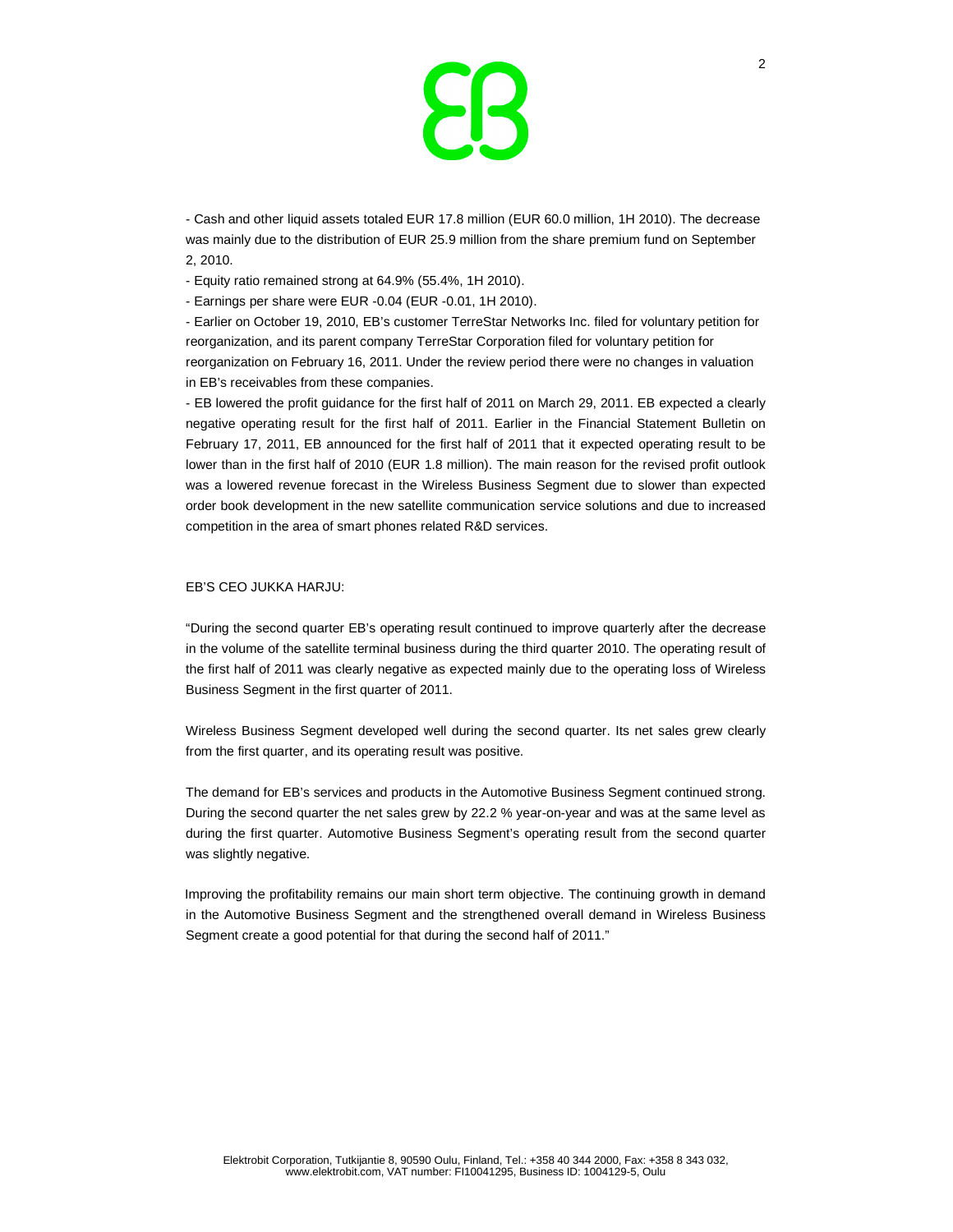- Cash and other liquid assets totaled EUR 17.8 million (EUR 60.0 million, 1H 2010). The decrease was mainly due to the distribution of EUR 25.9 million from the share premium fund on September 2, 2010.

- Equity ratio remained strong at 64.9% (55.4%, 1H 2010).

- Earnings per share were EUR -0.04 (EUR -0.01, 1H 2010).

- Earlier on October 19, 2010, EB's customer TerreStar Networks Inc. filed for voluntary petition for reorganization, and its parent company TerreStar Corporation filed for voluntary petition for reorganization on February 16, 2011. Under the review period there were no changes in valuation in EB's receivables from these companies.

- EB lowered the profit guidance for the first half of 2011 on March 29, 2011. EB expected a clearly negative operating result for the first half of 2011. Earlier in the Financial Statement Bulletin on February 17, 2011, EB announced for the first half of 2011 that it expected operating result to be lower than in the first half of 2010 (EUR 1.8 million). The main reason for the revised profit outlook was a lowered revenue forecast in the Wireless Business Segment due to slower than expected order book development in the new satellite communication service solutions and due to increased competition in the area of smart phones related R&D services.

EB'S CEO JUKKA HARJU:

"During the second quarter EB's operating result continued to improve quarterly after the decrease in the volume of the satellite terminal business during the third quarter 2010. The operating result of the first half of 2011 was clearly negative as expected mainly due to the operating loss of Wireless Business Segment in the first quarter of 2011.

Wireless Business Segment developed well during the second quarter. Its net sales grew clearly from the first quarter, and its operating result was positive.

The demand for EB's services and products in the Automotive Business Segment continued strong. During the second quarter the net sales grew by 22.2 % year-on-year and was at the same level as during the first quarter. Automotive Business Segment's operating result from the second quarter was slightly negative.

Improving the profitability remains our main short term objective. The continuing growth in demand in the Automotive Business Segment and the strengthened overall demand in Wireless Business Segment create a good potential for that during the second half of 2011."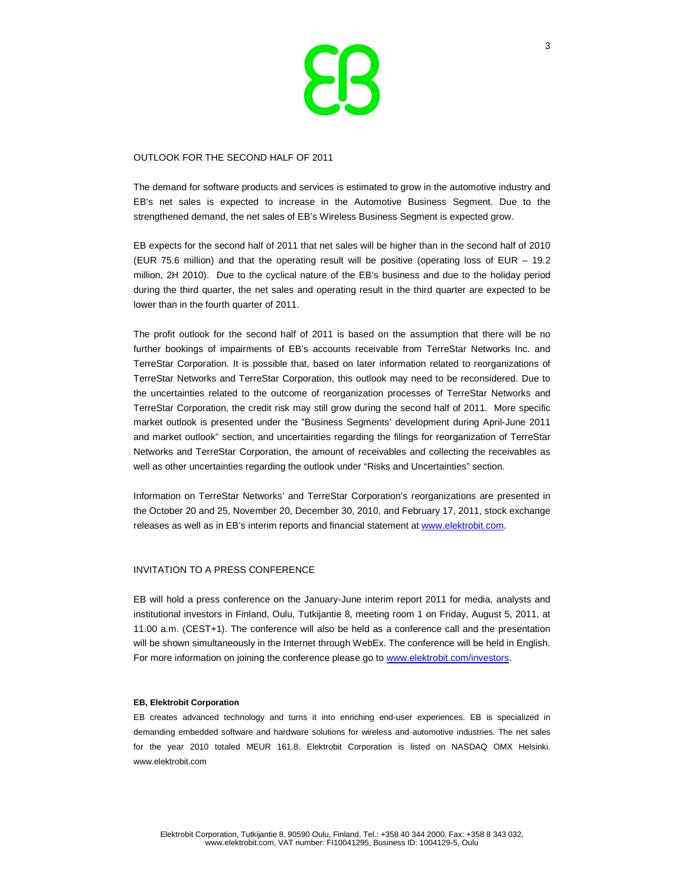## OUTLOOK FOR THE SECOND HALF OF 2011

The demand for software products and services is estimated to grow in the automotive industry and EB's net sales is expected to increase in the Automotive Business Segment. Due to the strengthened demand, the net sales of EB's Wireless Business Segment is expected grow.

EB expects for the second half of 2011 that net sales will be higher than in the second half of 2010 (EUR 75.6 million) and that the operating result will be positive (operating loss of EUR – 19.2 million, 2H 2010). Due to the cyclical nature of the EB's business and due to the holiday period during the third quarter, the net sales and operating result in the third quarter are expected to be lower than in the fourth quarter of 2011.

The profit outlook for the second half of 2011 is based on the assumption that there will be no further bookings of impairments of EB's accounts receivable from TerreStar Networks Inc. and TerreStar Corporation. It is possible that, based on later information related to reorganizations of TerreStar Networks and TerreStar Corporation, this outlook may need to be reconsidered. Due to the uncertainties related to the outcome of reorganization processes of TerreStar Networks and TerreStar Corporation, the credit risk may still grow during the second half of 2011. More specific market outlook is presented under the "Business Segments' development during April-June 2011 and market outlook" section, and uncertainties regarding the filings for reorganization of TerreStar Networks and TerreStar Corporation, the amount of receivables and collecting the receivables as well as other uncertainties regarding the outlook under "Risks and Uncertainties" section.

Information on TerreStar Networks' and TerreStar Corporation's reorganizations are presented in the October 20 and 25, November 20, December 30, 2010, and February 17, 2011, stock exchange releases as well as in EB's interim reports and financial statement at www.elektrobit.com.

## INVITATION TO A PRESS CONFERENCE

EB will hold a press conference on the January-June interim report 2011 for media, analysts and institutional investors in Finland, Oulu, Tutkijantie 8, meeting room 1 on Friday, August 5, 2011, at 11.00 a.m. (CEST+1). The conference will also be held as a conference call and the presentation will be shown simultaneously in the Internet through WebEx. The conference will be held in English. For more information on joining the conference please go to www.elektrobit.com/investors.

**EB, Elektrobit Corporation**

EB creates advanced technology and turns it into enriching end-user experiences. EB is specialized in demanding embedded software and hardware solutions for wireless and automotive industries. The net sales for the year 2010 totaled MEUR 161.8. Elektrobit Corporation is listed on NASDAQ OMX Helsinki. www.elektrobit.com

Elektrobit Corporation, Tutkijantie 8, 90590 Oulu, Finland, Tel.: +358 40 344 2000, Fax: +358 8 343 032, www.elektrobit.com, VAT number: FI10041295, Business ID: 1004129-5, Oulu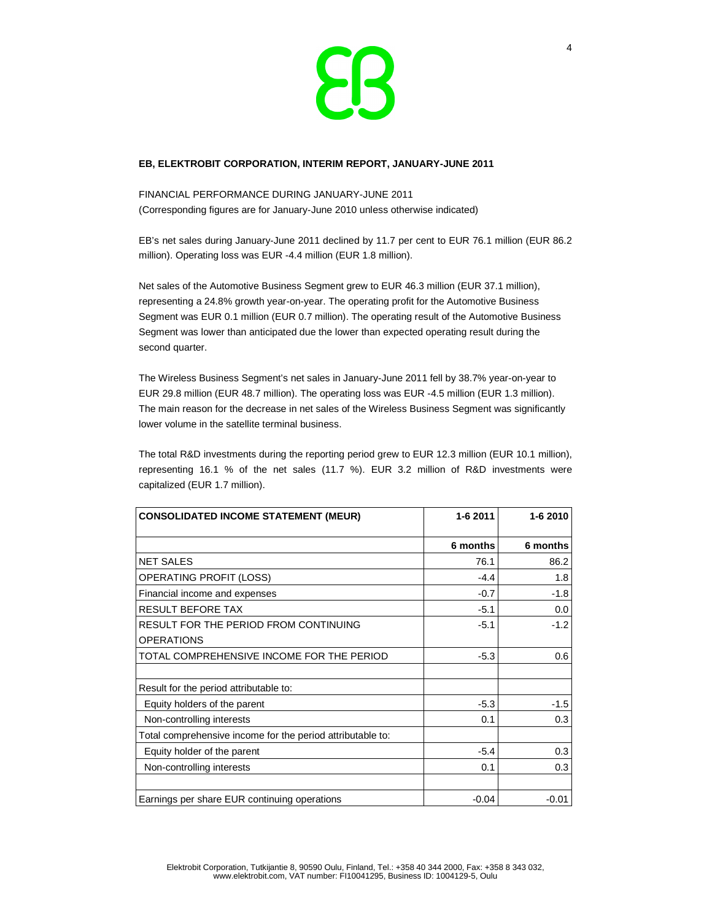**EB, ELEKTROBIT CORPORATION, INTERIM REPORT, JANUARY-JUNE 2011**

FINANCIAL PERFORMANCE DURING JANUARY-JUNE 2011
(Corresponding figures are for January-June 2010 unless otherwise indicated)

EB's net sales during January-June 2011 declined by 11.7 per cent to EUR 76.1 million (EUR 86.2 million). Operating loss was EUR -4.4 million (EUR 1.8 million).

Net sales of the Automotive Business Segment grew to EUR 46.3 million (EUR 37.1 million), representing a 24.8% growth year-on-year. The operating profit for the Automotive Business Segment was EUR 0.1 million (EUR 0.7 million). The operating result of the Automotive Business Segment was lower than anticipated due the lower than expected operating result during the second quarter.

The Wireless Business Segment's net sales in January-June 2011 fell by 38.7% year-on-year to EUR 29.8 million (EUR 48.7 million). The operating loss was EUR -4.5 million (EUR 1.3 million). The main reason for the decrease in net sales of the Wireless Business Segment was significantly lower volume in the satellite terminal business.

The total R&D investments during the reporting period grew to EUR 12.3 million (EUR 10.1 million), representing 16.1 % of the net sales (11.7 %). EUR 3.2 million of R&D investments were capitalized (EUR 1.7 million).

| CONSOLIDATED INCOME STATEMENT (MEUR) | 1-6 2011 | 1-6 2010 |
|---|---|---|
| | 6 months | 6 months |
| NET SALES | 76.1 | 86.2 |
| OPERATING PROFIT (LOSS) | -4.4 | 1.8 |
| Financial income and expenses | -0.7 | -1.8 |
| RESULT BEFORE TAX | -5.1 | 0.0 |
| RESULT FOR THE PERIOD FROM CONTINUING OPERATIONS | -5.1 | -1.2 |
| TOTAL COMPREHENSIVE INCOME FOR THE PERIOD | -5.3 | 0.6 |
| | | |
| Result for the period attributable to: | | |
| Equity holders of the parent | -5.3 | -1.5 |
| Non-controlling interests | 0.1 | 0.3 |
| Total comprehensive income for the period attributable to: | | |
| Equity holder of the parent | -5.4 | 0.3 |
| Non-controlling interests | 0.1 | 0.3 |
| | | |
| Earnings per share EUR continuing operations | -0.04 | -0.01 |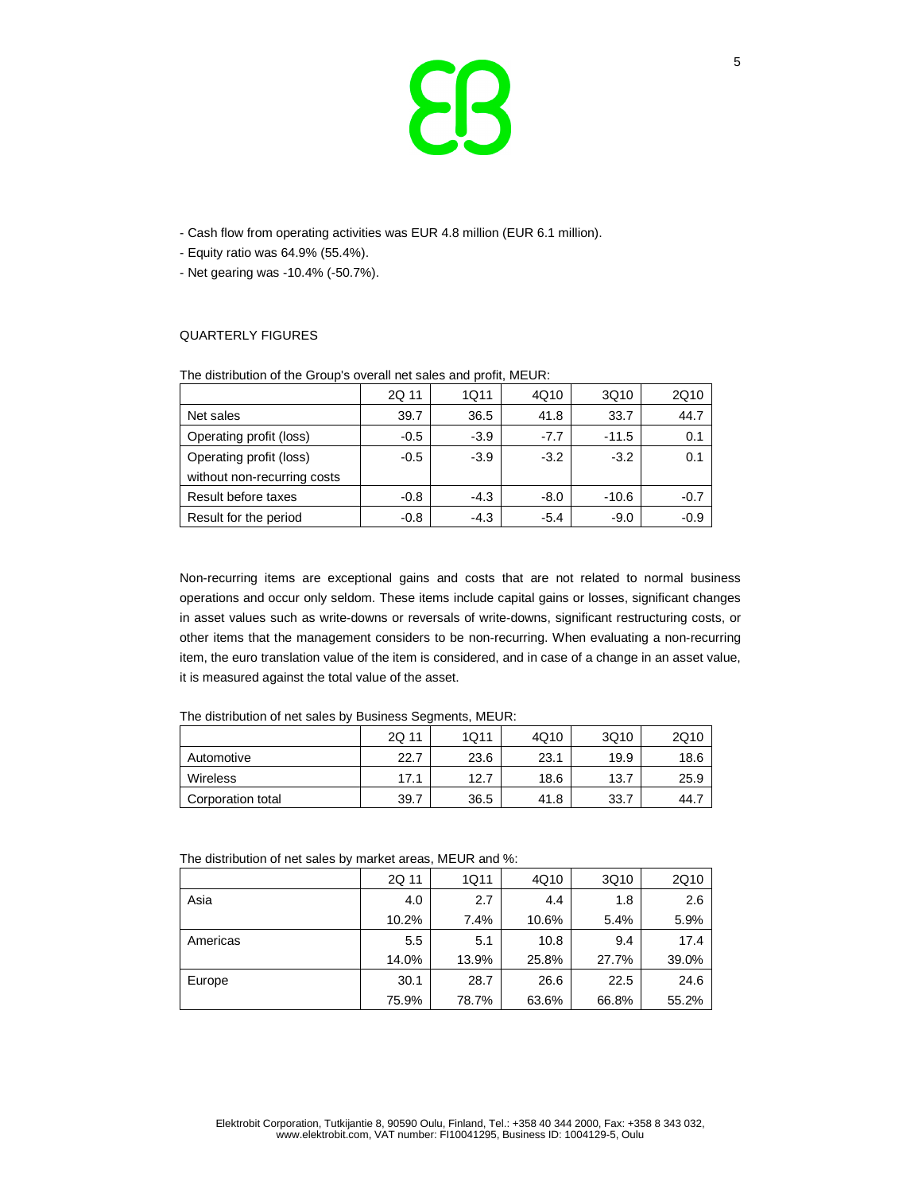- Cash flow from operating activities was EUR 4.8 million (EUR 6.1 million).
- Equity ratio was 64.9% (55.4%).
- Net gearing was -10.4% (-50.7%).

QUARTERLY FIGURES

The distribution of the Group's overall net sales and profit, MEUR:

| | 2Q 11 | 1Q11 | 4Q10 | 3Q10 | 2Q10 |
|---|---|---|---|---|---|
| Net sales | 39.7 | 36.5 | 41.8 | 33.7 | 44.7 |
| Operating profit (loss) | -0.5 | -3.9 | -7.7 | -11.5 | 0.1 |
| Operating profit (loss) without non-recurring costs | -0.5 | -3.9 | -3.2 | -3.2 | 0.1 |
| Result before taxes | -0.8 | -4.3 | -8.0 | -10.6 | -0.7 |
| Result for the period | -0.8 | -4.3 | -5.4 | -9.0 | -0.9 |

Non-recurring items are exceptional gains and costs that are not related to normal business operations and occur only seldom. These items include capital gains or losses, significant changes in asset values such as write-downs or reversals of write-downs, significant restructuring costs, or other items that the management considers to be non-recurring. When evaluating a non-recurring item, the euro translation value of the item is considered, and in case of a change in an asset value, it is measured against the total value of the asset.

The distribution of net sales by Business Segments, MEUR:

| | 2Q 11 | 1Q11 | 4Q10 | 3Q10 | 2Q10 |
|---|---|---|---|---|---|
| Automotive | 22.7 | 23.6 | 23.1 | 19.9 | 18.6 |
| Wireless | 17.1 | 12.7 | 18.6 | 13.7 | 25.9 |
| Corporation total | 39.7 | 36.5 | 41.8 | 33.7 | 44.7 |

The distribution of net sales by market areas, MEUR and %:

| | 2Q 11 | 1Q11 | 4Q10 | 3Q10 | 2Q10 |
|---|---|---|---|---|---|
| Asia | 4.0 | 2.7 | 4.4 | 1.8 | 2.6 |
| | 10.2% | 7.4% | 10.6% | 5.4% | 5.9% |
| Americas | 5.5 | 5.1 | 10.8 | 9.4 | 17.4 |
| | 14.0% | 13.9% | 25.8% | 27.7% | 39.0% |
| Europe | 30.1 | 28.7 | 26.6 | 22.5 | 24.6 |
| | 75.9% | 78.7% | 63.6% | 66.8% | 55.2% |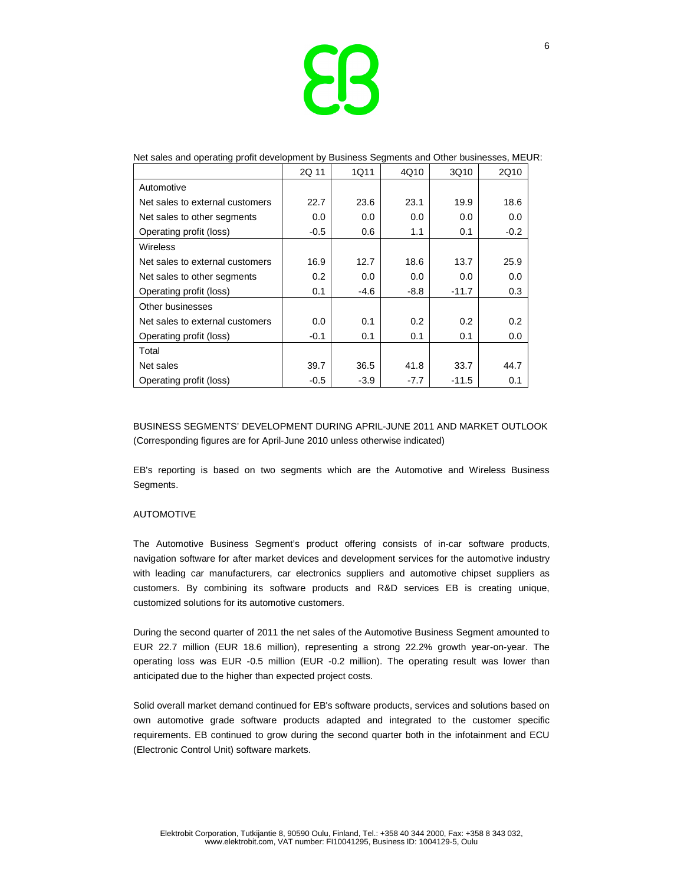Net sales and operating profit development by Business Segments and Other businesses, MEUR:

| | 2Q 11 | 1Q11 | 4Q10 | 3Q10 | 2Q10 |
|---|---|---|---|---|---|
| Automotive | | | | | |
| Net sales to external customers | 22.7 | 23.6 | 23.1 | 19.9 | 18.6 |
| Net sales to other segments | 0.0 | 0.0 | 0.0 | 0.0 | 0.0 |
| Operating profit (loss) | -0.5 | 0.6 | 1.1 | 0.1 | -0.2 |
| Wireless | | | | | |
| Net sales to external customers | 16.9 | 12.7 | 18.6 | 13.7 | 25.9 |
| Net sales to other segments | 0.2 | 0.0 | 0.0 | 0.0 | 0.0 |
| Operating profit (loss) | 0.1 | -4.6 | -8.8 | -11.7 | 0.3 |
| Other businesses | | | | | |
| Net sales to external customers | 0.0 | 0.1 | 0.2 | 0.2 | 0.2 |
| Operating profit (loss) | -0.1 | 0.1 | 0.1 | 0.1 | 0.0 |
| Total | | | | | |
| Net sales | 39.7 | 36.5 | 41.8 | 33.7 | 44.7 |
| Operating profit (loss) | -0.5 | -3.9 | -7.7 | -11.5 | 0.1 |

BUSINESS SEGMENTS' DEVELOPMENT DURING APRIL-JUNE 2011 AND MARKET OUTLOOK
(Corresponding figures are for April-June 2010 unless otherwise indicated)

EB's reporting is based on two segments which are the Automotive and Wireless Business Segments.

AUTOMOTIVE

The Automotive Business Segment's product offering consists of in-car software products, navigation software for after market devices and development services for the automotive industry with leading car manufacturers, car electronics suppliers and automotive chipset suppliers as customers. By combining its software products and R&D services EB is creating unique, customized solutions for its automotive customers.

During the second quarter of 2011 the net sales of the Automotive Business Segment amounted to EUR 22.7 million (EUR 18.6 million), representing a strong 22.2% growth year-on-year. The operating loss was EUR -0.5 million (EUR -0.2 million). The operating result was lower than anticipated due to the higher than expected project costs.

Solid overall market demand continued for EB's software products, services and solutions based on own automotive grade software products adapted and integrated to the customer specific requirements. EB continued to grow during the second quarter both in the infotainment and ECU (Electronic Control Unit) software markets.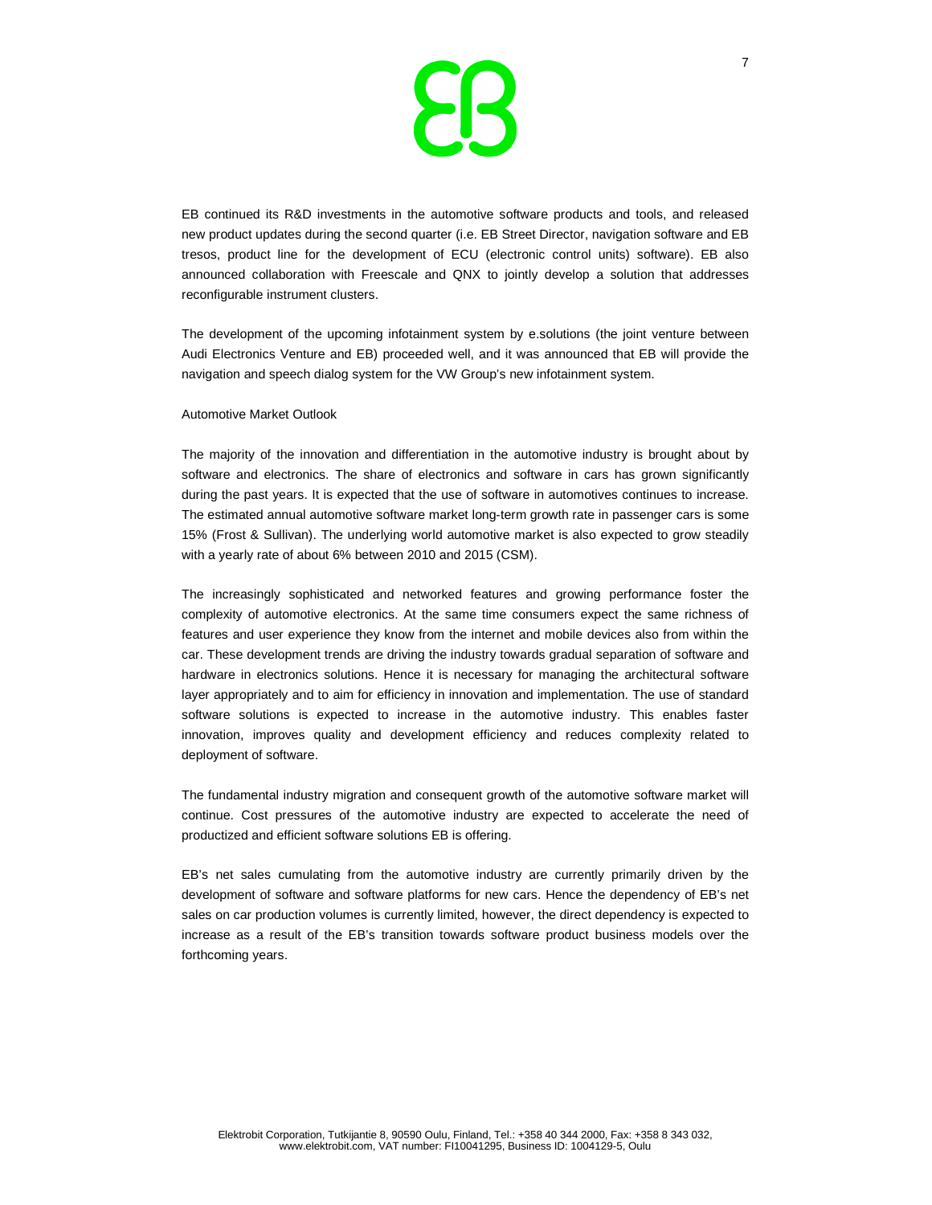EB continued its R&D investments in the automotive software products and tools, and released new product updates during the second quarter (i.e. EB Street Director, navigation software and EB tresos, product line for the development of ECU (electronic control units) software). EB also announced collaboration with Freescale and QNX to jointly develop a solution that addresses reconfigurable instrument clusters.

The development of the upcoming infotainment system by e.solutions (the joint venture between Audi Electronics Venture and EB) proceeded well, and it was announced that EB will provide the navigation and speech dialog system for the VW Group's new infotainment system.

Automotive Market Outlook

The majority of the innovation and differentiation in the automotive industry is brought about by software and electronics. The share of electronics and software in cars has grown significantly during the past years. It is expected that the use of software in automotives continues to increase. The estimated annual automotive software market long-term growth rate in passenger cars is some 15% (Frost & Sullivan). The underlying world automotive market is also expected to grow steadily with a yearly rate of about 6% between 2010 and 2015 (CSM).

The increasingly sophisticated and networked features and growing performance foster the complexity of automotive electronics. At the same time consumers expect the same richness of features and user experience they know from the internet and mobile devices also from within the car. These development trends are driving the industry towards gradual separation of software and hardware in electronics solutions. Hence it is necessary for managing the architectural software layer appropriately and to aim for efficiency in innovation and implementation. The use of standard software solutions is expected to increase in the automotive industry. This enables faster innovation, improves quality and development efficiency and reduces complexity related to deployment of software.

The fundamental industry migration and consequent growth of the automotive software market will continue. Cost pressures of the automotive industry are expected to accelerate the need of productized and efficient software solutions EB is offering.

EB's net sales cumulating from the automotive industry are currently primarily driven by the development of software and software platforms for new cars. Hence the dependency of EB's net sales on car production volumes is currently limited, however, the direct dependency is expected to increase as a result of the EB's transition towards software product business models over the forthcoming years.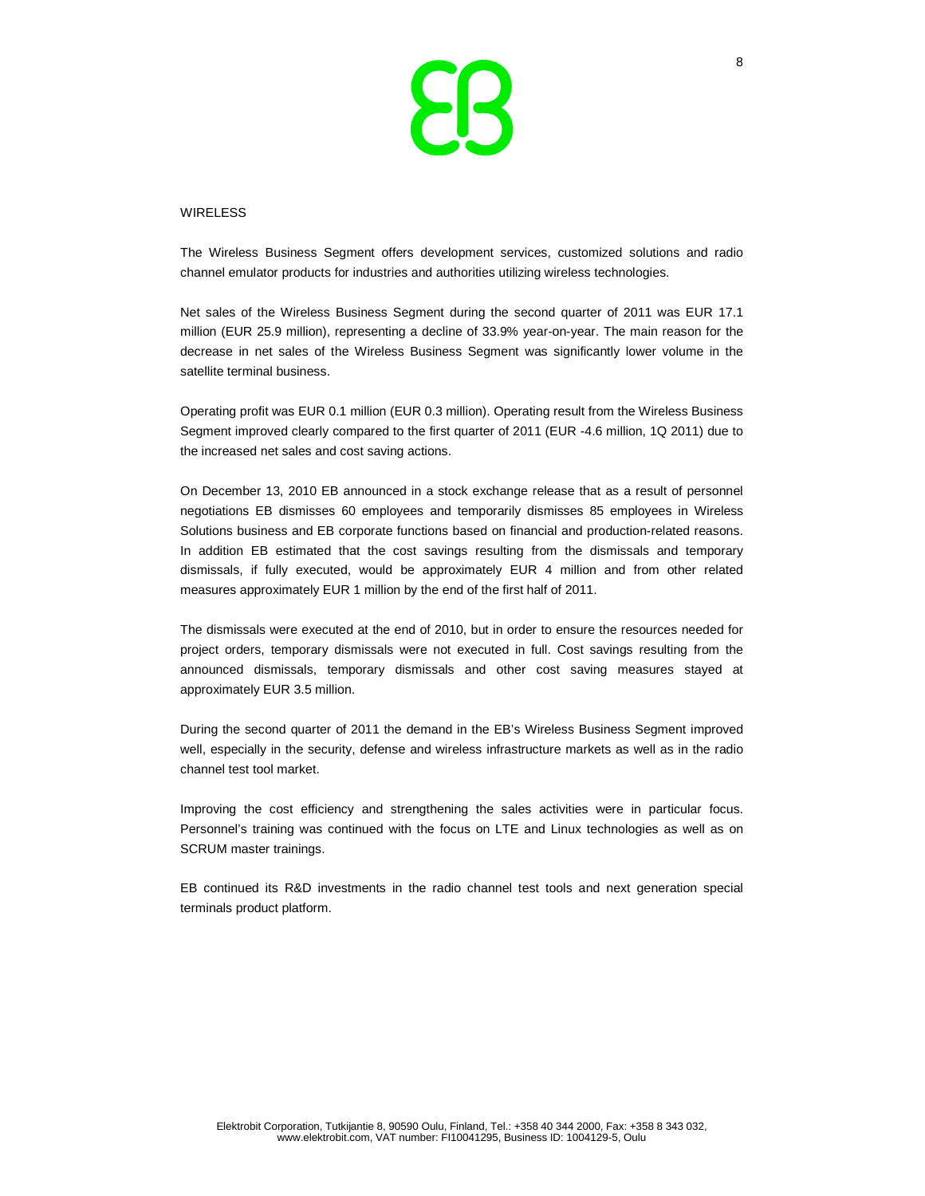## WIRELESS

The Wireless Business Segment offers development services, customized solutions and radio channel emulator products for industries and authorities utilizing wireless technologies.

Net sales of the Wireless Business Segment during the second quarter of 2011 was EUR 17.1 million (EUR 25.9 million), representing a decline of 33.9% year-on-year. The main reason for the decrease in net sales of the Wireless Business Segment was significantly lower volume in the satellite terminal business.

Operating profit was EUR 0.1 million (EUR 0.3 million). Operating result from the Wireless Business Segment improved clearly compared to the first quarter of 2011 (EUR -4.6 million, 1Q 2011) due to the increased net sales and cost saving actions.

On December 13, 2010 EB announced in a stock exchange release that as a result of personnel negotiations EB dismisses 60 employees and temporarily dismisses 85 employees in Wireless Solutions business and EB corporate functions based on financial and production-related reasons. In addition EB estimated that the cost savings resulting from the dismissals and temporary dismissals, if fully executed, would be approximately EUR 4 million and from other related measures approximately EUR 1 million by the end of the first half of 2011.

The dismissals were executed at the end of 2010, but in order to ensure the resources needed for project orders, temporary dismissals were not executed in full. Cost savings resulting from the announced dismissals, temporary dismissals and other cost saving measures stayed at approximately EUR 3.5 million.

During the second quarter of 2011 the demand in the EB's Wireless Business Segment improved well, especially in the security, defense and wireless infrastructure markets as well as in the radio channel test tool market.

Improving the cost efficiency and strengthening the sales activities were in particular focus. Personnel's training was continued with the focus on LTE and Linux technologies as well as on SCRUM master trainings.

EB continued its R&D investments in the radio channel test tools and next generation special terminals product platform.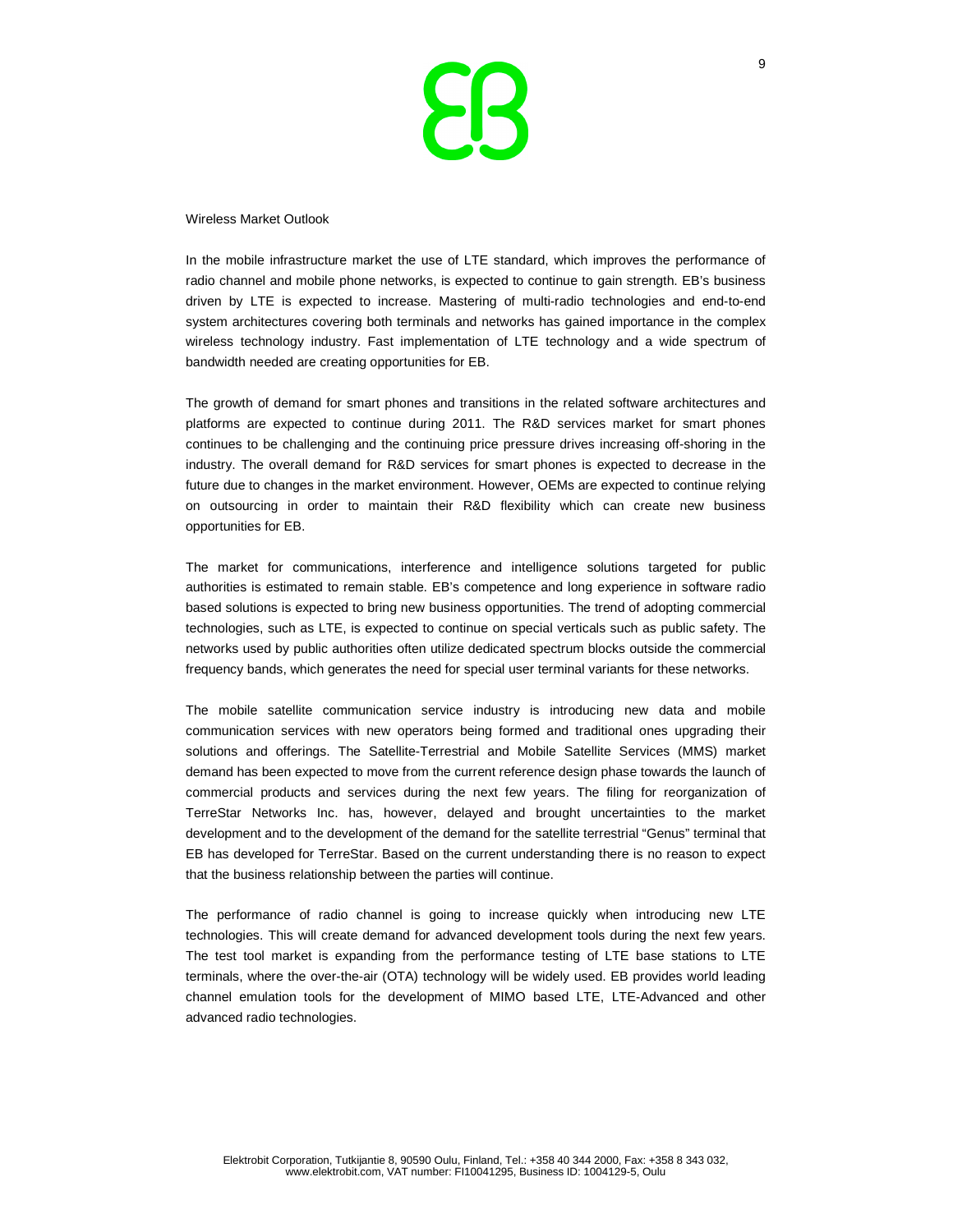## Wireless Market Outlook

In the mobile infrastructure market the use of LTE standard, which improves the performance of radio channel and mobile phone networks, is expected to continue to gain strength. EB's business driven by LTE is expected to increase. Mastering of multi-radio technologies and end-to-end system architectures covering both terminals and networks has gained importance in the complex wireless technology industry. Fast implementation of LTE technology and a wide spectrum of bandwidth needed are creating opportunities for EB.

The growth of demand for smart phones and transitions in the related software architectures and platforms are expected to continue during 2011. The R&D services market for smart phones continues to be challenging and the continuing price pressure drives increasing off-shoring in the industry. The overall demand for R&D services for smart phones is expected to decrease in the future due to changes in the market environment. However, OEMs are expected to continue relying on outsourcing in order to maintain their R&D flexibility which can create new business opportunities for EB.

The market for communications, interference and intelligence solutions targeted for public authorities is estimated to remain stable. EB's competence and long experience in software radio based solutions is expected to bring new business opportunities. The trend of adopting commercial technologies, such as LTE, is expected to continue on special verticals such as public safety. The networks used by public authorities often utilize dedicated spectrum blocks outside the commercial frequency bands, which generates the need for special user terminal variants for these networks.

The mobile satellite communication service industry is introducing new data and mobile communication services with new operators being formed and traditional ones upgrading their solutions and offerings. The Satellite-Terrestrial and Mobile Satellite Services (MMS) market demand has been expected to move from the current reference design phase towards the launch of commercial products and services during the next few years. The filing for reorganization of TerreStar Networks Inc. has, however, delayed and brought uncertainties to the market development and to the development of the demand for the satellite terrestrial "Genus" terminal that EB has developed for TerreStar. Based on the current understanding there is no reason to expect that the business relationship between the parties will continue.

The performance of radio channel is going to increase quickly when introducing new LTE technologies. This will create demand for advanced development tools during the next few years. The test tool market is expanding from the performance testing of LTE base stations to LTE terminals, where the over-the-air (OTA) technology will be widely used. EB provides world leading channel emulation tools for the development of MIMO based LTE, LTE-Advanced and other advanced radio technologies.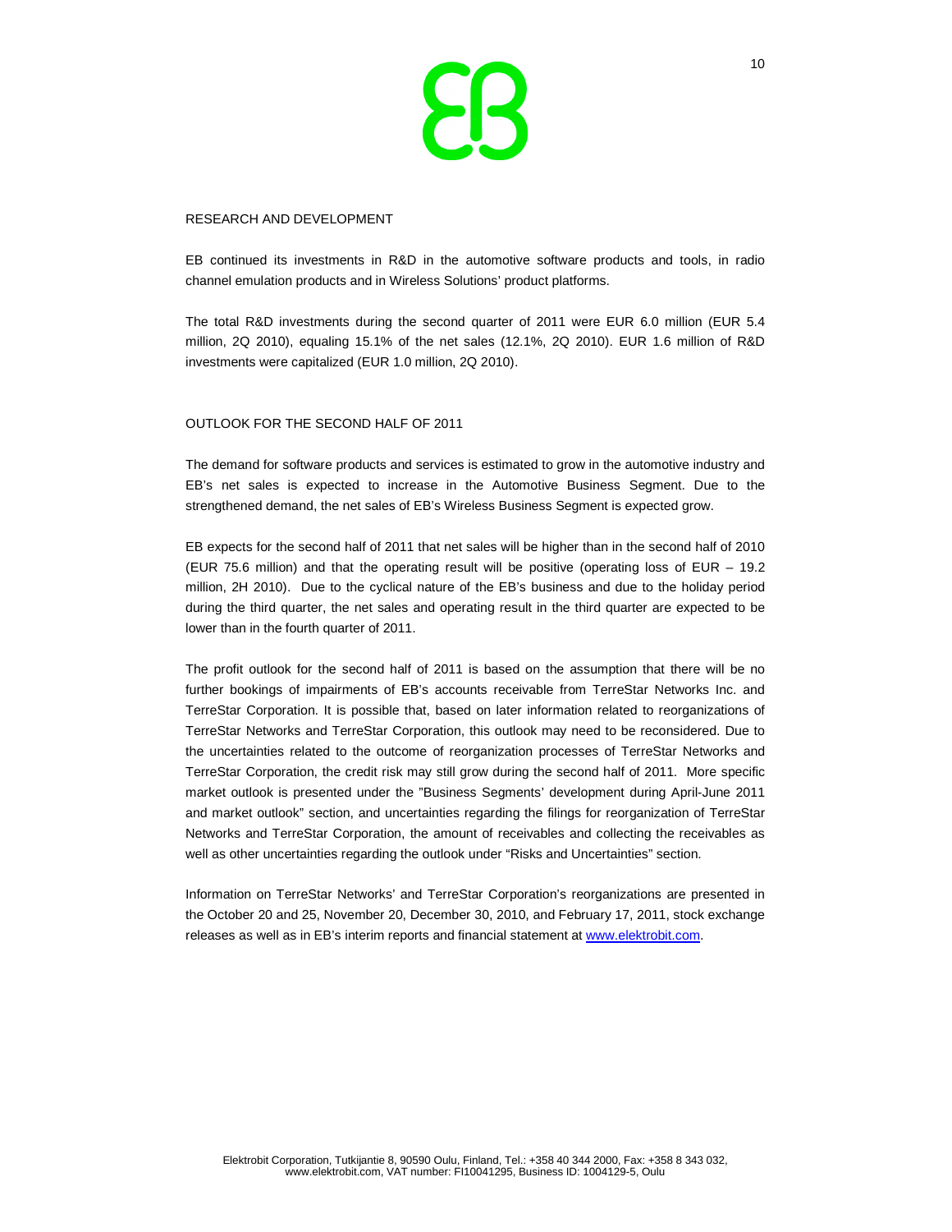## RESEARCH AND DEVELOPMENT

EB continued its investments in R&D in the automotive software products and tools, in radio channel emulation products and in Wireless Solutions' product platforms.

The total R&D investments during the second quarter of 2011 were EUR 6.0 million (EUR 5.4 million, 2Q 2010), equaling 15.1% of the net sales (12.1%, 2Q 2010). EUR 1.6 million of R&D investments were capitalized (EUR 1.0 million, 2Q 2010).

## OUTLOOK FOR THE SECOND HALF OF 2011

The demand for software products and services is estimated to grow in the automotive industry and EB's net sales is expected to increase in the Automotive Business Segment. Due to the strengthened demand, the net sales of EB's Wireless Business Segment is expected grow.

EB expects for the second half of 2011 that net sales will be higher than in the second half of 2010 (EUR 75.6 million) and that the operating result will be positive (operating loss of EUR – 19.2 million, 2H 2010). Due to the cyclical nature of the EB's business and due to the holiday period during the third quarter, the net sales and operating result in the third quarter are expected to be lower than in the fourth quarter of 2011.

The profit outlook for the second half of 2011 is based on the assumption that there will be no further bookings of impairments of EB's accounts receivable from TerreStar Networks Inc. and TerreStar Corporation. It is possible that, based on later information related to reorganizations of TerreStar Networks and TerreStar Corporation, this outlook may need to be reconsidered. Due to the uncertainties related to the outcome of reorganization processes of TerreStar Networks and TerreStar Corporation, the credit risk may still grow during the second half of 2011. More specific market outlook is presented under the "Business Segments' development during April-June 2011 and market outlook" section, and uncertainties regarding the filings for reorganization of TerreStar Networks and TerreStar Corporation, the amount of receivables and collecting the receivables as well as other uncertainties regarding the outlook under "Risks and Uncertainties" section.

Information on TerreStar Networks' and TerreStar Corporation's reorganizations are presented in the October 20 and 25, November 20, December 30, 2010, and February 17, 2011, stock exchange releases as well as in EB's interim reports and financial statement at www.elektrobit.com.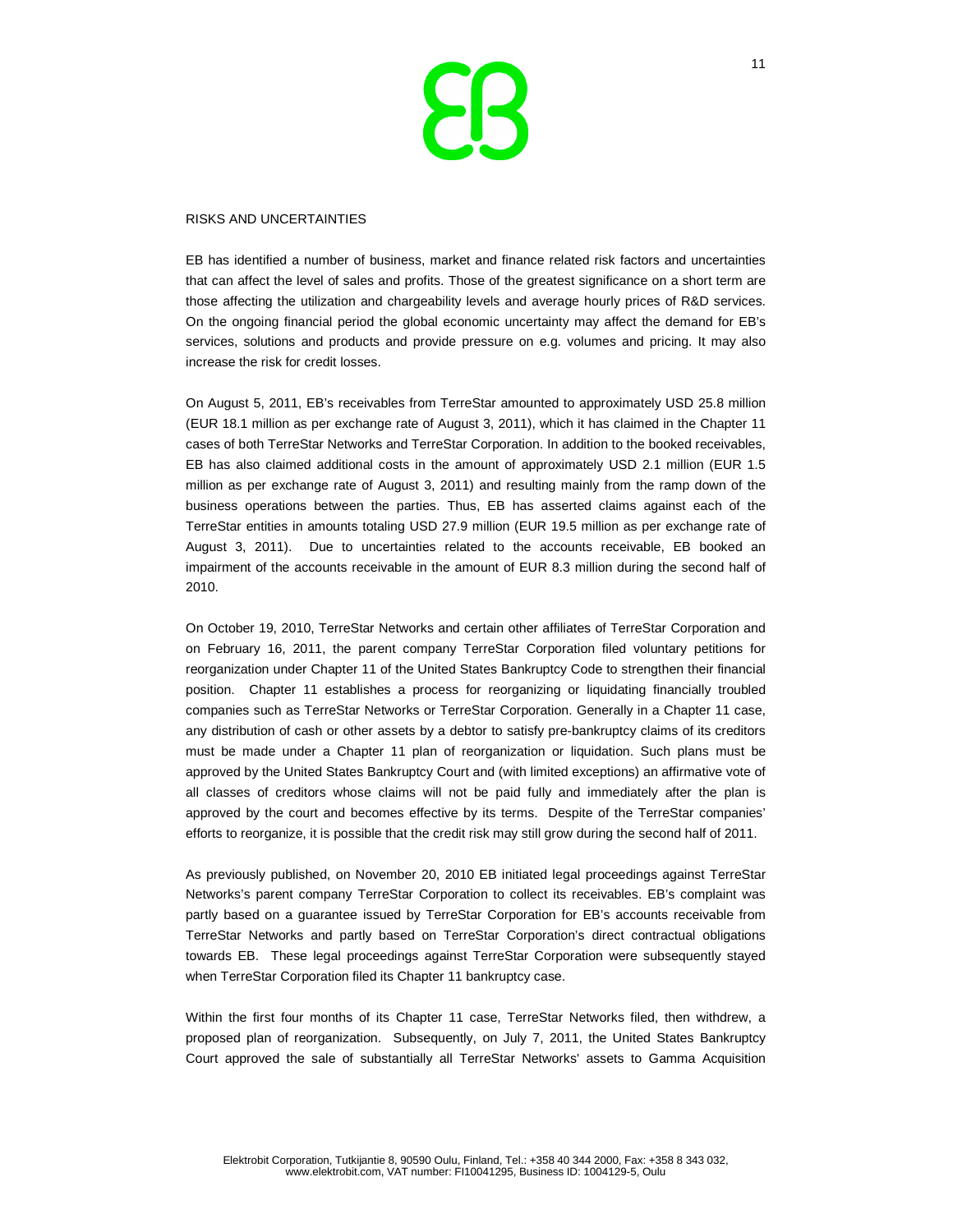## RISKS AND UNCERTAINTIES

EB has identified a number of business, market and finance related risk factors and uncertainties that can affect the level of sales and profits. Those of the greatest significance on a short term are those affecting the utilization and chargeability levels and average hourly prices of R&D services. On the ongoing financial period the global economic uncertainty may affect the demand for EB's services, solutions and products and provide pressure on e.g. volumes and pricing. It may also increase the risk for credit losses.

On August 5, 2011, EB's receivables from TerreStar amounted to approximately USD 25.8 million (EUR 18.1 million as per exchange rate of August 3, 2011), which it has claimed in the Chapter 11 cases of both TerreStar Networks and TerreStar Corporation. In addition to the booked receivables, EB has also claimed additional costs in the amount of approximately USD 2.1 million (EUR 1.5 million as per exchange rate of August 3, 2011) and resulting mainly from the ramp down of the business operations between the parties. Thus, EB has asserted claims against each of the TerreStar entities in amounts totaling USD 27.9 million (EUR 19.5 million as per exchange rate of August 3, 2011). Due to uncertainties related to the accounts receivable, EB booked an impairment of the accounts receivable in the amount of EUR 8.3 million during the second half of 2010.

On October 19, 2010, TerreStar Networks and certain other affiliates of TerreStar Corporation and on February 16, 2011, the parent company TerreStar Corporation filed voluntary petitions for reorganization under Chapter 11 of the United States Bankruptcy Code to strengthen their financial position. Chapter 11 establishes a process for reorganizing or liquidating financially troubled companies such as TerreStar Networks or TerreStar Corporation. Generally in a Chapter 11 case, any distribution of cash or other assets by a debtor to satisfy pre-bankruptcy claims of its creditors must be made under a Chapter 11 plan of reorganization or liquidation. Such plans must be approved by the United States Bankruptcy Court and (with limited exceptions) an affirmative vote of all classes of creditors whose claims will not be paid fully and immediately after the plan is approved by the court and becomes effective by its terms. Despite of the TerreStar companies' efforts to reorganize, it is possible that the credit risk may still grow during the second half of 2011.

As previously published, on November 20, 2010 EB initiated legal proceedings against TerreStar Networks's parent company TerreStar Corporation to collect its receivables. EB's complaint was partly based on a guarantee issued by TerreStar Corporation for EB's accounts receivable from TerreStar Networks and partly based on TerreStar Corporation's direct contractual obligations towards EB. These legal proceedings against TerreStar Corporation were subsequently stayed when TerreStar Corporation filed its Chapter 11 bankruptcy case.

Within the first four months of its Chapter 11 case, TerreStar Networks filed, then withdrew, a proposed plan of reorganization. Subsequently, on July 7, 2011, the United States Bankruptcy Court approved the sale of substantially all TerreStar Networks' assets to Gamma Acquisition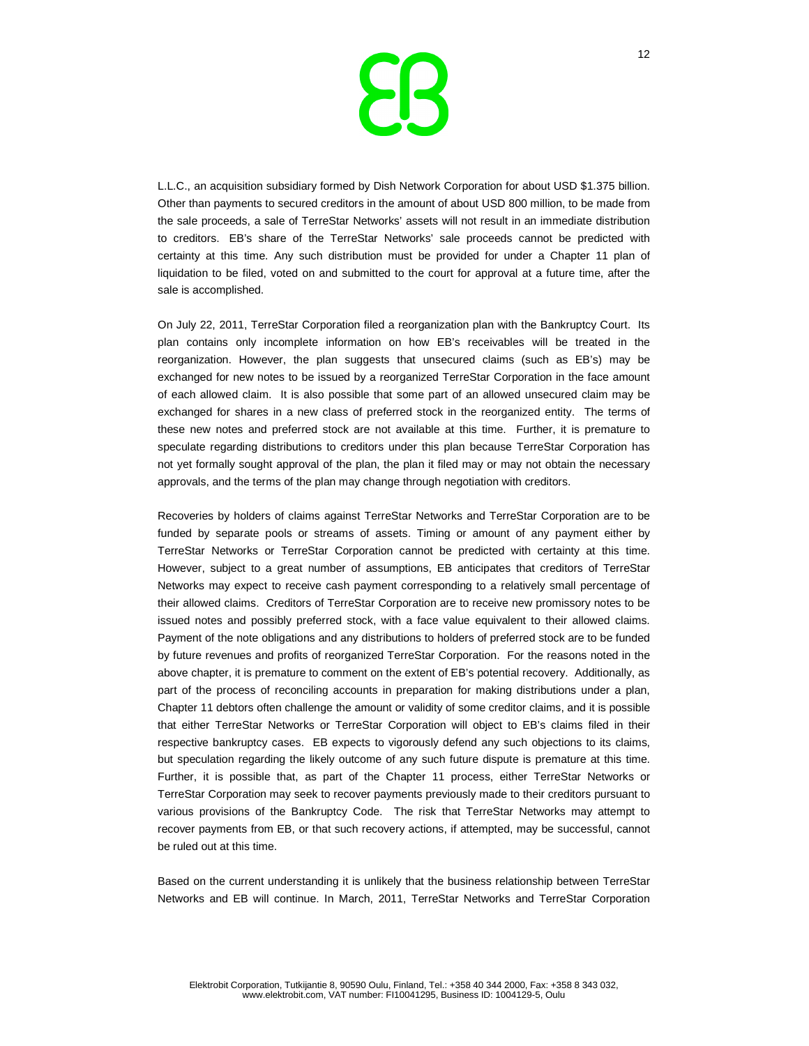L.L.C., an acquisition subsidiary formed by Dish Network Corporation for about USD $1.375 billion. Other than payments to secured creditors in the amount of about USD 800 million, to be made from the sale proceeds, a sale of TerreStar Networks' assets will not result in an immediate distribution to creditors. EB's share of the TerreStar Networks' sale proceeds cannot be predicted with certainty at this time. Any such distribution must be provided for under a Chapter 11 plan of liquidation to be filed, voted on and submitted to the court for approval at a future time, after the sale is accomplished.

On July 22, 2011, TerreStar Corporation filed a reorganization plan with the Bankruptcy Court. Its plan contains only incomplete information on how EB's receivables will be treated in the reorganization. However, the plan suggests that unsecured claims (such as EB's) may be exchanged for new notes to be issued by a reorganized TerreStar Corporation in the face amount of each allowed claim. It is also possible that some part of an allowed unsecured claim may be exchanged for shares in a new class of preferred stock in the reorganized entity. The terms of these new notes and preferred stock are not available at this time. Further, it is premature to speculate regarding distributions to creditors under this plan because TerreStar Corporation has not yet formally sought approval of the plan, the plan it filed may or may not obtain the necessary approvals, and the terms of the plan may change through negotiation with creditors.

Recoveries by holders of claims against TerreStar Networks and TerreStar Corporation are to be funded by separate pools or streams of assets. Timing or amount of any payment either by TerreStar Networks or TerreStar Corporation cannot be predicted with certainty at this time. However, subject to a great number of assumptions, EB anticipates that creditors of TerreStar Networks may expect to receive cash payment corresponding to a relatively small percentage of their allowed claims. Creditors of TerreStar Corporation are to receive new promissory notes to be issued notes and possibly preferred stock, with a face value equivalent to their allowed claims. Payment of the note obligations and any distributions to holders of preferred stock are to be funded by future revenues and profits of reorganized TerreStar Corporation. For the reasons noted in the above chapter, it is premature to comment on the extent of EB's potential recovery. Additionally, as part of the process of reconciling accounts in preparation for making distributions under a plan, Chapter 11 debtors often challenge the amount or validity of some creditor claims, and it is possible that either TerreStar Networks or TerreStar Corporation will object to EB's claims filed in their respective bankruptcy cases. EB expects to vigorously defend any such objections to its claims, but speculation regarding the likely outcome of any such future dispute is premature at this time. Further, it is possible that, as part of the Chapter 11 process, either TerreStar Networks or TerreStar Corporation may seek to recover payments previously made to their creditors pursuant to various provisions of the Bankruptcy Code. The risk that TerreStar Networks may attempt to recover payments from EB, or that such recovery actions, if attempted, may be successful, cannot be ruled out at this time.

Based on the current understanding it is unlikely that the business relationship between TerreStar Networks and EB will continue. In March, 2011, TerreStar Networks and TerreStar Corporation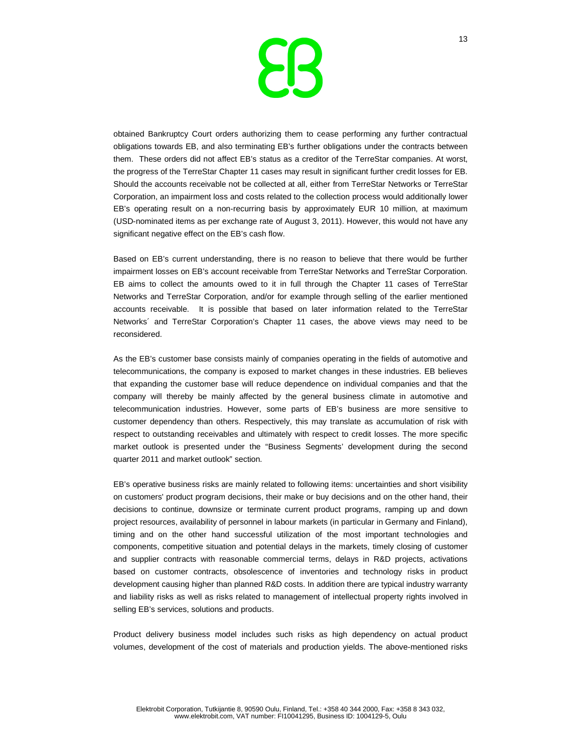obtained Bankruptcy Court orders authorizing them to cease performing any further contractual obligations towards EB, and also terminating EB's further obligations under the contracts between them. These orders did not affect EB's status as a creditor of the TerreStar companies. At worst, the progress of the TerreStar Chapter 11 cases may result in significant further credit losses for EB. Should the accounts receivable not be collected at all, either from TerreStar Networks or TerreStar Corporation, an impairment loss and costs related to the collection process would additionally lower EB's operating result on a non-recurring basis by approximately EUR 10 million, at maximum (USD-nominated items as per exchange rate of August 3, 2011). However, this would not have any significant negative effect on the EB's cash flow.

Based on EB's current understanding, there is no reason to believe that there would be further impairment losses on EB's account receivable from TerreStar Networks and TerreStar Corporation. EB aims to collect the amounts owed to it in full through the Chapter 11 cases of TerreStar Networks and TerreStar Corporation, and/or for example through selling of the earlier mentioned accounts receivable. It is possible that based on later information related to the TerreStar Networks´ and TerreStar Corporation's Chapter 11 cases, the above views may need to be reconsidered.

As the EB's customer base consists mainly of companies operating in the fields of automotive and telecommunications, the company is exposed to market changes in these industries. EB believes that expanding the customer base will reduce dependence on individual companies and that the company will thereby be mainly affected by the general business climate in automotive and telecommunication industries. However, some parts of EB's business are more sensitive to customer dependency than others. Respectively, this may translate as accumulation of risk with respect to outstanding receivables and ultimately with respect to credit losses. The more specific market outlook is presented under the "Business Segments' development during the second quarter 2011 and market outlook" section.

EB's operative business risks are mainly related to following items: uncertainties and short visibility on customers' product program decisions, their make or buy decisions and on the other hand, their decisions to continue, downsize or terminate current product programs, ramping up and down project resources, availability of personnel in labour markets (in particular in Germany and Finland), timing and on the other hand successful utilization of the most important technologies and components, competitive situation and potential delays in the markets, timely closing of customer and supplier contracts with reasonable commercial terms, delays in R&D projects, activations based on customer contracts, obsolescence of inventories and technology risks in product development causing higher than planned R&D costs. In addition there are typical industry warranty and liability risks as well as risks related to management of intellectual property rights involved in selling EB's services, solutions and products.

Product delivery business model includes such risks as high dependency on actual product volumes, development of the cost of materials and production yields. The above-mentioned risks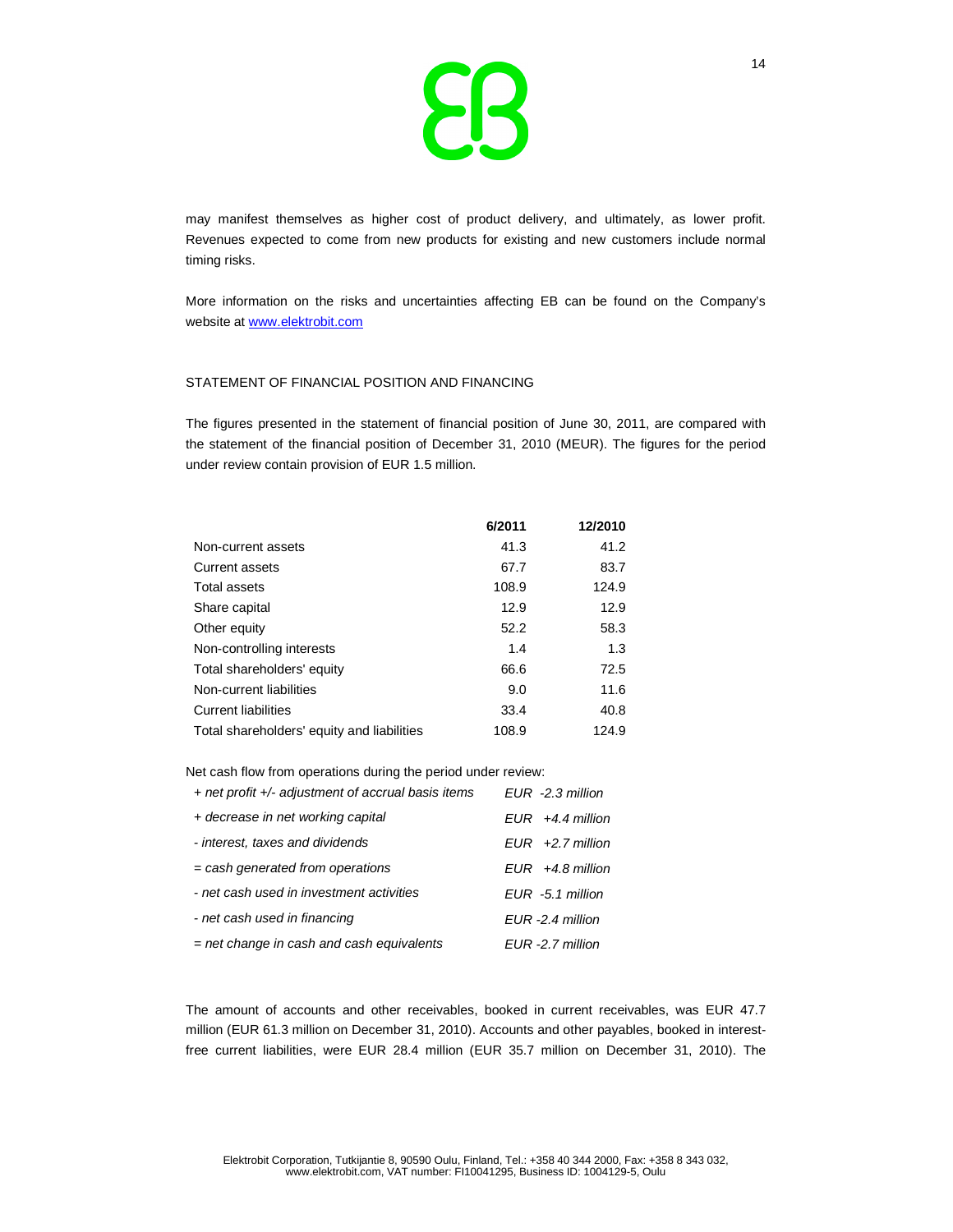may manifest themselves as higher cost of product delivery, and ultimately, as lower profit. Revenues expected to come from new products for existing and new customers include normal timing risks.

More information on the risks and uncertainties affecting EB can be found on the Company's website at www.elektrobit.com

STATEMENT OF FINANCIAL POSITION AND FINANCING

The figures presented in the statement of financial position of June 30, 2011, are compared with the statement of the financial position of December 31, 2010 (MEUR). The figures for the period under review contain provision of EUR 1.5 million.

| | 6/2011 | 12/2010 |
|---|---|---|
| Non-current assets | 41.3 | 41.2 |
| Current assets | 67.7 | 83.7 |
| Total assets | 108.9 | 124.9 |
| Share capital | 12.9 | 12.9 |
| Other equity | 52.2 | 58.3 |
| Non-controlling interests | 1.4 | 1.3 |
| Total shareholders' equity | 66.6 | 72.5 |
| Non-current liabilities | 9.0 | 11.6 |
| Current liabilities | 33.4 | 40.8 |
| Total shareholders' equity and liabilities | 108.9 | 124.9 |

Net cash flow from operations during the period under review:

| | |
|---|---|
| *+ net profit +/- adjustment of accrual basis items* | *EUR -2.3 million* |
| *+ decrease in net working capital* | *EUR +4.4 million* |
| *- interest, taxes and dividends* | *EUR +2.7 million* |
| *= cash generated from operations* | *EUR +4.8 million* |
| *- net cash used in investment activities* | *EUR -5.1 million* |
| *- net cash used in financing* | *EUR -2.4 million* |
| *= net change in cash and cash equivalents* | *EUR -2.7 million* |

The amount of accounts and other receivables, booked in current receivables, was EUR 47.7 million (EUR 61.3 million on December 31, 2010). Accounts and other payables, booked in interest-free current liabilities, were EUR 28.4 million (EUR 35.7 million on December 31, 2010). The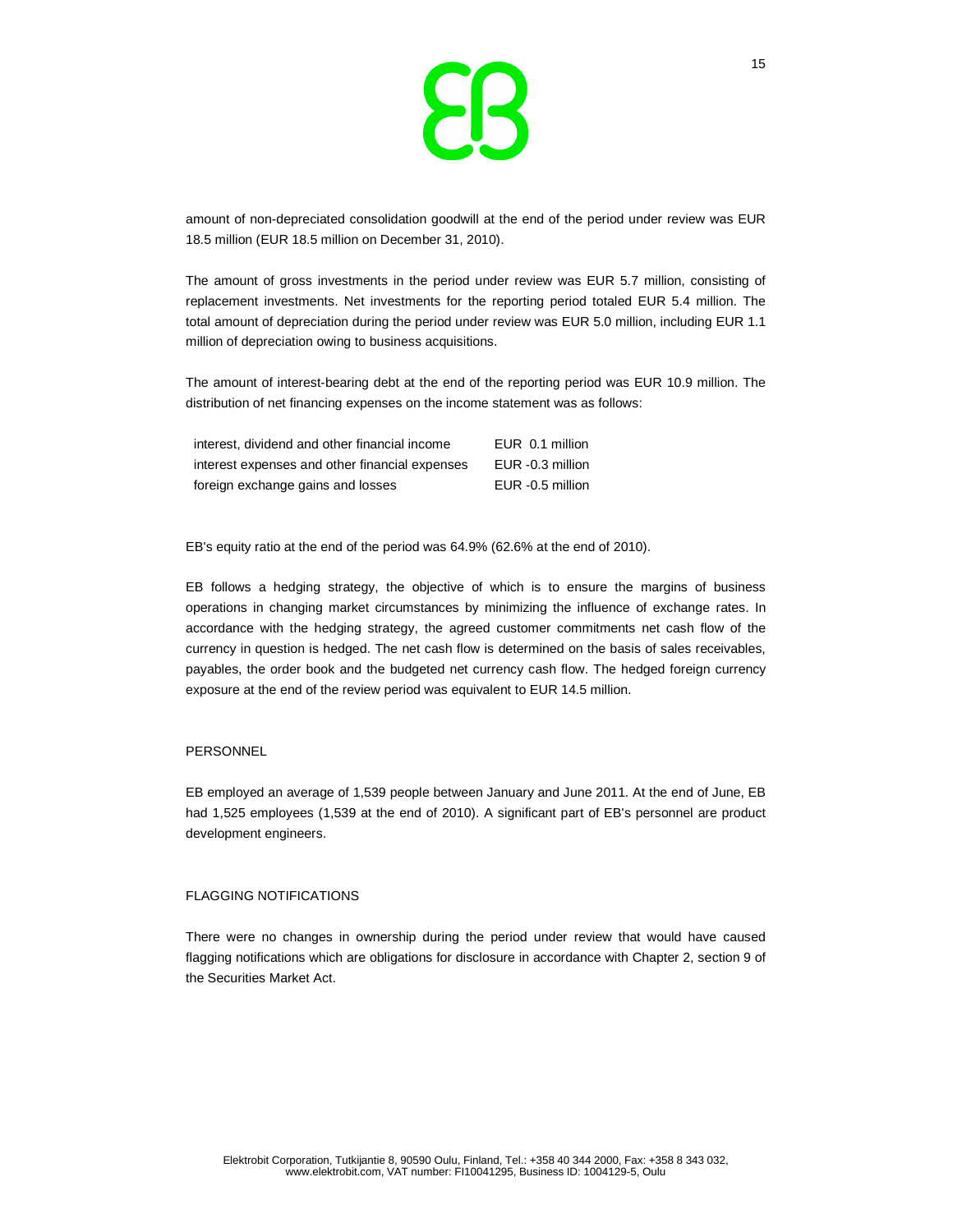amount of non-depreciated consolidation goodwill at the end of the period under review was EUR 18.5 million (EUR 18.5 million on December 31, 2010).

The amount of gross investments in the period under review was EUR 5.7 million, consisting of replacement investments. Net investments for the reporting period totaled EUR 5.4 million. The total amount of depreciation during the period under review was EUR 5.0 million, including EUR 1.1 million of depreciation owing to business acquisitions.

The amount of interest-bearing debt at the end of the reporting period was EUR 10.9 million. The distribution of net financing expenses on the income statement was as follows:

| | |
|---|---|
| interest, dividend and other financial income | EUR 0.1 million |
| interest expenses and other financial expenses | EUR -0.3 million |
| foreign exchange gains and losses | EUR -0.5 million |

EB's equity ratio at the end of the period was 64.9% (62.6% at the end of 2010).

EB follows a hedging strategy, the objective of which is to ensure the margins of business operations in changing market circumstances by minimizing the influence of exchange rates. In accordance with the hedging strategy, the agreed customer commitments net cash flow of the currency in question is hedged. The net cash flow is determined on the basis of sales receivables, payables, the order book and the budgeted net currency cash flow. The hedged foreign currency exposure at the end of the review period was equivalent to EUR 14.5 million.

## PERSONNEL

EB employed an average of 1,539 people between January and June 2011. At the end of June, EB had 1,525 employees (1,539 at the end of 2010). A significant part of EB's personnel are product development engineers.

## FLAGGING NOTIFICATIONS

There were no changes in ownership during the period under review that would have caused flagging notifications which are obligations for disclosure in accordance with Chapter 2, section 9 of the Securities Market Act.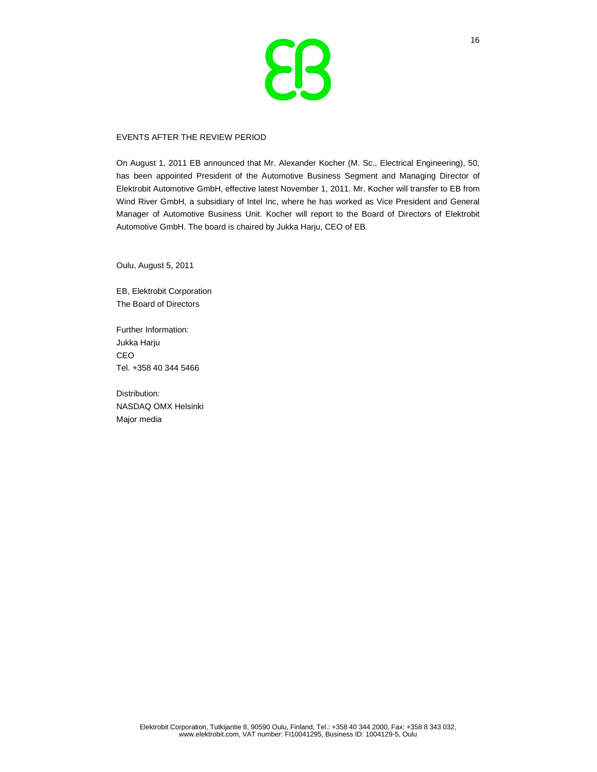## EVENTS AFTER THE REVIEW PERIOD

On August 1, 2011 EB announced that Mr. Alexander Kocher (M. Sc., Electrical Engineering), 50, has been appointed President of the Automotive Business Segment and Managing Director of Elektrobit Automotive GmbH, effective latest November 1, 2011. Mr. Kocher will transfer to EB from Wind River GmbH, a subsidiary of Intel Inc, where he has worked as Vice President and General Manager of Automotive Business Unit. Kocher will report to the Board of Directors of Elektrobit Automotive GmbH. The board is chaired by Jukka Harju, CEO of EB.

Oulu, August 5, 2011

EB, Elektrobit Corporation
The Board of Directors

Further Information:
Jukka Harju
CEO
Tel. +358 40 344 5466

Distribution:
NASDAQ OMX Helsinki
Major media

Elektrobit Corporation, Tutkijantie 8, 90590 Oulu, Finland, Tel.: +358 40 344 2000, Fax: +358 8 343 032, www.elektrobit.com, VAT number: FI10041295, Business ID: 1004129-5, Oulu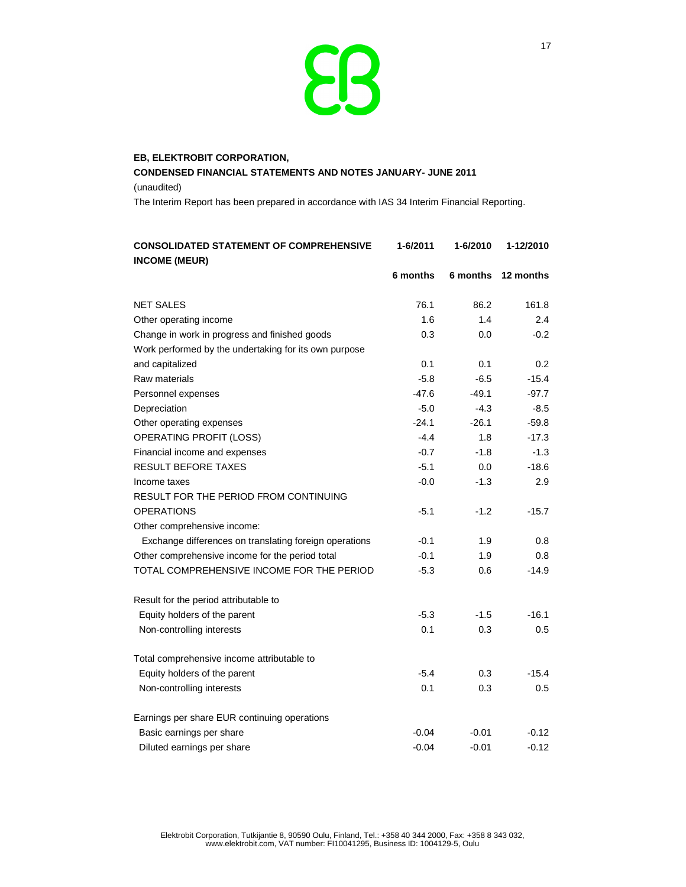**EB, ELEKTROBIT CORPORATION,**

**CONDENSED FINANCIAL STATEMENTS AND NOTES JANUARY- JUNE 2011**

(unaudited)

The Interim Report has been prepared in accordance with IAS 34 Interim Financial Reporting.

| **CONSOLIDATED STATEMENT OF COMPREHENSIVE INCOME (MEUR)** | **1-6/2011** | **1-6/2010** | **1-12/2010** |
|---|---|---|---|
| | **6 months** | **6 months** | **12 months** |
| NET SALES | 76.1 | 86.2 | 161.8 |
| Other operating income | 1.6 | 1.4 | 2.4 |
| Change in work in progress and finished goods | 0.3 | 0.0 | -0.2 |
| Work performed by the undertaking for its own purpose and capitalized | 0.1 | 0.1 | 0.2 |
| Raw materials | -5.8 | -6.5 | -15.4 |
| Personnel expenses | -47.6 | -49.1 | -97.7 |
| Depreciation | -5.0 | -4.3 | -8.5 |
| Other operating expenses | -24.1 | -26.1 | -59.8 |
| OPERATING PROFIT (LOSS) | -4.4 | 1.8 | -17.3 |
| Financial income and expenses | -0.7 | -1.8 | -1.3 |
| RESULT BEFORE TAXES | -5.1 | 0.0 | -18.6 |
| Income taxes | -0.0 | -1.3 | 2.9 |
| RESULT FOR THE PERIOD FROM CONTINUING OPERATIONS | -5.1 | -1.2 | -15.7 |
| Other comprehensive income: | | | |
| Exchange differences on translating foreign operations | -0.1 | 1.9 | 0.8 |
| Other comprehensive income for the period total | -0.1 | 1.9 | 0.8 |
| TOTAL COMPREHENSIVE INCOME FOR THE PERIOD | -5.3 | 0.6 | -14.9 |
| | | | |
| Result for the period attributable to | | | |
| Equity holders of the parent | -5.3 | -1.5 | -16.1 |
| Non-controlling interests | 0.1 | 0.3 | 0.5 |
| | | | |
| Total comprehensive income attributable to | | | |
| Equity holders of the parent | -5.4 | 0.3 | -15.4 |
| Non-controlling interests | 0.1 | 0.3 | 0.5 |
| | | | |
| Earnings per share EUR continuing operations | | | |
| Basic earnings per share | -0.04 | -0.01 | -0.12 |
| Diluted earnings per share | -0.04 | -0.01 | -0.12 |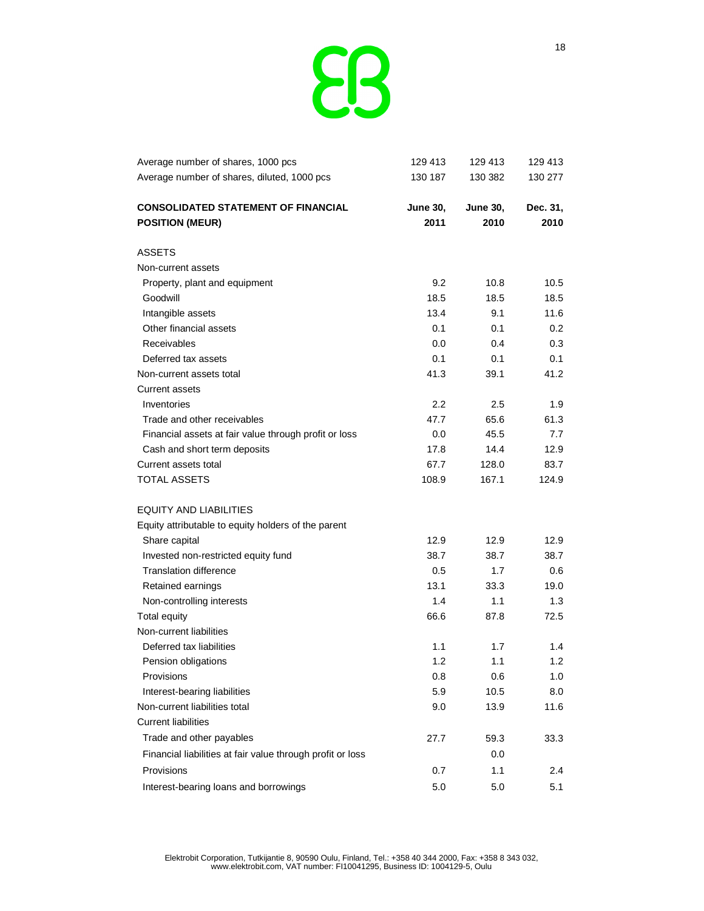| | | | |
|---|---|---|---|
| Average number of shares, 1000 pcs | 129 413 | 129 413 | 129 413 |
| Average number of shares, diluted, 1000 pcs | 130 187 | 130 382 | 130 277 |

| **CONSOLIDATED STATEMENT OF FINANCIAL POSITION (MEUR)** | **June 30, 2011** | **June 30, 2010** | **Dec. 31, 2010** |
|---|---|---|---|
| ASSETS | | | |
| Non-current assets | | | |
| Property, plant and equipment | 9.2 | 10.8 | 10.5 |
| Goodwill | 18.5 | 18.5 | 18.5 |
| Intangible assets | 13.4 | 9.1 | 11.6 |
| Other financial assets | 0.1 | 0.1 | 0.2 |
| Receivables | 0.0 | 0.4 | 0.3 |
| Deferred tax assets | 0.1 | 0.1 | 0.1 |
| Non-current assets total | 41.3 | 39.1 | 41.2 |
| Current assets | | | |
| Inventories | 2.2 | 2.5 | 1.9 |
| Trade and other receivables | 47.7 | 65.6 | 61.3 |
| Financial assets at fair value through profit or loss | 0.0 | 45.5 | 7.7 |
| Cash and short term deposits | 17.8 | 14.4 | 12.9 |
| Current assets total | 67.7 | 128.0 | 83.7 |
| TOTAL ASSETS | 108.9 | 167.1 | 124.9 |
| | | | |
| EQUITY AND LIABILITIES | | | |
| Equity attributable to equity holders of the parent | | | |
| Share capital | 12.9 | 12.9 | 12.9 |
| Invested non-restricted equity fund | 38.7 | 38.7 | 38.7 |
| Translation difference | 0.5 | 1.7 | 0.6 |
| Retained earnings | 13.1 | 33.3 | 19.0 |
| Non-controlling interests | 1.4 | 1.1 | 1.3 |
| Total equity | 66.6 | 87.8 | 72.5 |
| Non-current liabilities | | | |
| Deferred tax liabilities | 1.1 | 1.7 | 1.4 |
| Pension obligations | 1.2 | 1.1 | 1.2 |
| Provisions | 0.8 | 0.6 | 1.0 |
| Interest-bearing liabilities | 5.9 | 10.5 | 8.0 |
| Non-current liabilities total | 9.0 | 13.9 | 11.6 |
| Current liabilities | | | |
| Trade and other payables | 27.7 | 59.3 | 33.3 |
| Financial liabilities at fair value through profit or loss | | 0.0 | |
| Provisions | 0.7 | 1.1 | 2.4 |
| Interest-bearing loans and borrowings | 5.0 | 5.0 | 5.1 |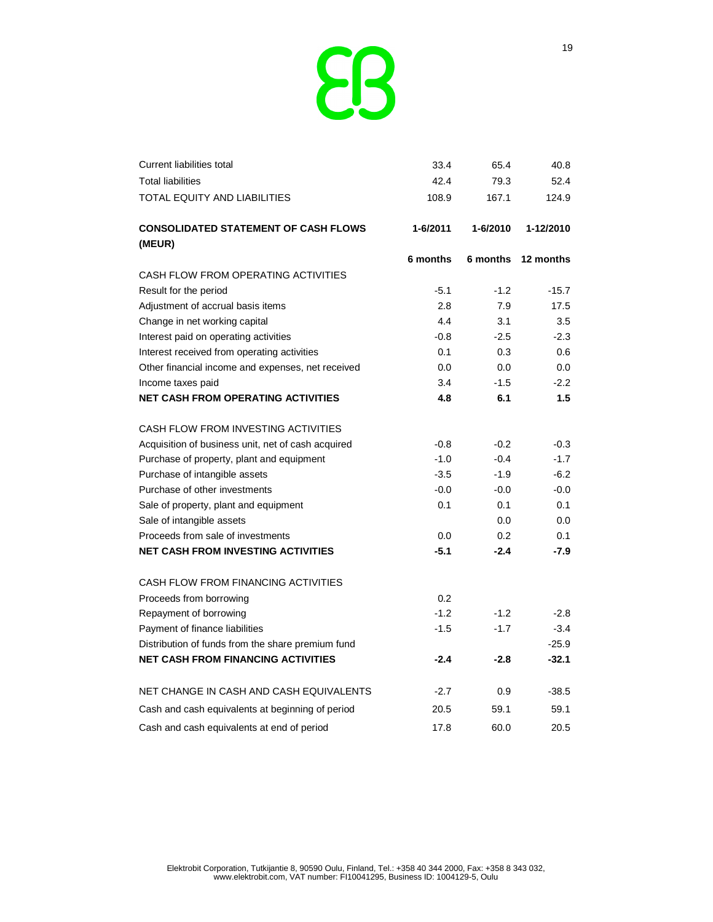| | | | |
|---|---|---|---|
| Current liabilities total | 33.4 | 65.4 | 40.8 |
| Total liabilities | 42.4 | 79.3 | 52.4 |
| TOTAL EQUITY AND LIABILITIES | 108.9 | 167.1 | 124.9 |

| **CONSOLIDATED STATEMENT OF CASH FLOWS (MEUR)** | **1-6/2011** | **1-6/2010** | **1-12/2010** |
|---|---|---|---|
| | **6 months** | **6 months** | **12 months** |
| CASH FLOW FROM OPERATING ACTIVITIES | | | |
| Result for the period | -5.1 | -1.2 | -15.7 |
| Adjustment of accrual basis items | 2.8 | 7.9 | 17.5 |
| Change in net working capital | 4.4 | 3.1 | 3.5 |
| Interest paid on operating activities | -0.8 | -2.5 | -2.3 |
| Interest received from operating activities | 0.1 | 0.3 | 0.6 |
| Other financial income and expenses, net received | 0.0 | 0.0 | 0.0 |
| Income taxes paid | 3.4 | -1.5 | -2.2 |
| **NET CASH FROM OPERATING ACTIVITIES** | **4.8** | **6.1** | **1.5** |
| | | | |
| CASH FLOW FROM INVESTING ACTIVITIES | | | |
| Acquisition of business unit, net of cash acquired | -0.8 | -0.2 | -0.3 |
| Purchase of property, plant and equipment | -1.0 | -0.4 | -1.7 |
| Purchase of intangible assets | -3.5 | -1.9 | -6.2 |
| Purchase of other investments | -0.0 | -0.0 | -0.0 |
| Sale of property, plant and equipment | 0.1 | 0.1 | 0.1 |
| Sale of intangible assets | | 0.0 | 0.0 |
| Proceeds from sale of investments | 0.0 | 0.2 | 0.1 |
| **NET CASH FROM INVESTING ACTIVITIES** | **-5.1** | **-2.4** | **-7.9** |
| | | | |
| CASH FLOW FROM FINANCING ACTIVITIES | | | |
| Proceeds from borrowing | 0.2 | | |
| Repayment of borrowing | -1.2 | -1.2 | -2.8 |
| Payment of finance liabilities | -1.5 | -1.7 | -3.4 |
| Distribution of funds from the share premium fund | | | -25.9 |
| **NET CASH FROM FINANCING ACTIVITIES** | **-2.4** | **-2.8** | **-32.1** |
| | | | |
| NET CHANGE IN CASH AND CASH EQUIVALENTS | -2.7 | 0.9 | -38.5 |
| Cash and cash equivalents at beginning of period | 20.5 | 59.1 | 59.1 |
| Cash and cash equivalents at end of period | 17.8 | 60.0 | 20.5 |

Elektrobit Corporation, Tutkijantie 8, 90590 Oulu, Finland, Tel.: +358 40 344 2000, Fax: +358 8 343 032, www.elektrobit.com, VAT number: FI10041295, Business ID: 1004129-5, Oulu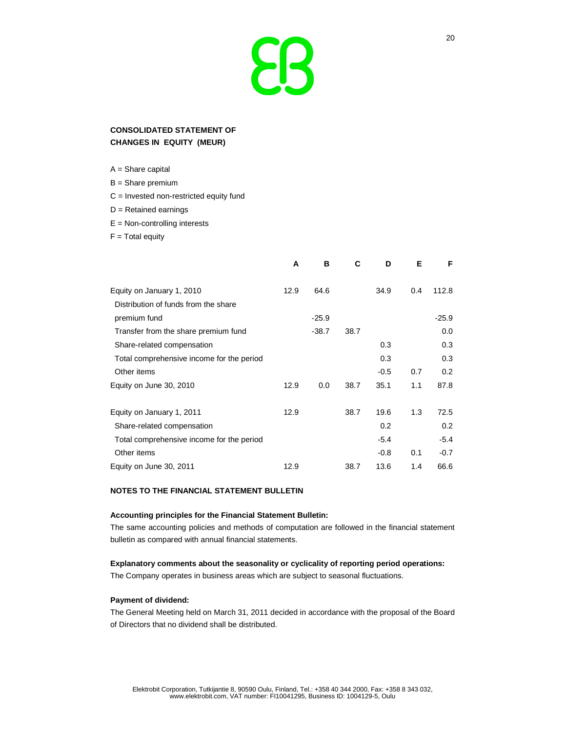**CONSOLIDATED STATEMENT OF CHANGES IN EQUITY (MEUR)**

A = Share capital

B = Share premium

C = Invested non-restricted equity fund

D = Retained earnings

E = Non-controlling interests

F = Total equity

| | A | B | C | D | E | F |
|---|---|---|---|---|---|---|
| Equity on January 1, 2010 | 12.9 | 64.6 | | 34.9 | 0.4 | 112.8 |
| Distribution of funds from the share premium fund | | -25.9 | | | | -25.9 |
| Transfer from the share premium fund | | -38.7 | 38.7 | | | 0.0 |
| Share-related compensation | | | | 0.3 | | 0.3 |
| Total comprehensive income for the period | | | | 0.3 | | 0.3 |
| Other items | | | | -0.5 | 0.7 | 0.2 |
| Equity on June 30, 2010 | 12.9 | 0.0 | 38.7 | 35.1 | 1.1 | 87.8 |
| | | | | | | |
| Equity on January 1, 2011 | 12.9 | | 38.7 | 19.6 | 1.3 | 72.5 |
| Share-related compensation | | | | 0.2 | | 0.2 |
| Total comprehensive income for the period | | | | -5.4 | | -5.4 |
| Other items | | | | -0.8 | 0.1 | -0.7 |
| Equity on June 30, 2011 | 12.9 | | 38.7 | 13.6 | 1.4 | 66.6 |

**NOTES TO THE FINANCIAL STATEMENT BULLETIN**

**Accounting principles for the Financial Statement Bulletin:**

The same accounting policies and methods of computation are followed in the financial statement bulletin as compared with annual financial statements.

**Explanatory comments about the seasonality or cyclicality of reporting period operations:**

The Company operates in business areas which are subject to seasonal fluctuations.

**Payment of dividend:**

The General Meeting held on March 31, 2011 decided in accordance with the proposal of the Board of Directors that no dividend shall be distributed.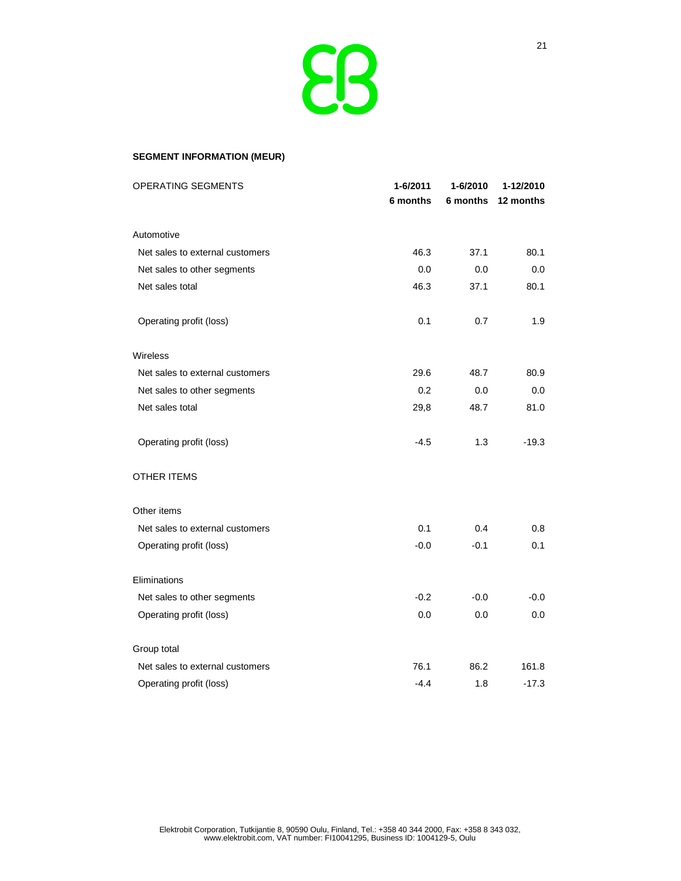**SEGMENT INFORMATION (MEUR)**

| OPERATING SEGMENTS | 1-6/2011 6 months | 1-6/2010 6 months | 1-12/2010 12 months |
|---|---|---|---|
| Automotive | | | |
| Net sales to external customers | 46.3 | 37.1 | 80.1 |
| Net sales to other segments | 0.0 | 0.0 | 0.0 |
| Net sales total | 46.3 | 37.1 | 80.1 |
| Operating profit (loss) | 0.1 | 0.7 | 1.9 |
| Wireless | | | |
| Net sales to external customers | 29.6 | 48.7 | 80.9 |
| Net sales to other segments | 0.2 | 0.0 | 0.0 |
| Net sales total | 29,8 | 48.7 | 81.0 |
| Operating profit (loss) | -4.5 | 1.3 | -19.3 |
| OTHER ITEMS | | | |
| Other items | | | |
| Net sales to external customers | 0.1 | 0.4 | 0.8 |
| Operating profit (loss) | -0.0 | -0.1 | 0.1 |
| Eliminations | | | |
| Net sales to other segments | -0.2 | -0.0 | -0.0 |
| Operating profit (loss) | 0.0 | 0.0 | 0.0 |
| Group total | | | |
| Net sales to external customers | 76.1 | 86.2 | 161.8 |
| Operating profit (loss) | -4.4 | 1.8 | -17.3 |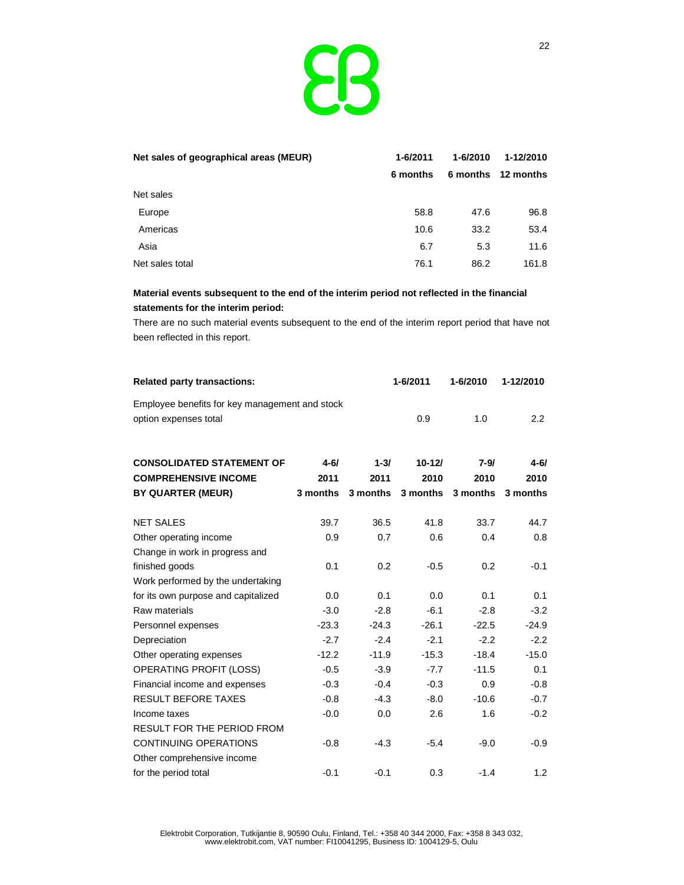| Net sales of geographical areas (MEUR) | 1-6/2011 6 months | 1-6/2010 6 months | 1-12/2010 12 months |
|---|---|---|---|
| Net sales | | | |
| Europe | 58.8 | 47.6 | 96.8 |
| Americas | 10.6 | 33.2 | 53.4 |
| Asia | 6.7 | 5.3 | 11.6 |
| Net sales total | 76.1 | 86.2 | 161.8 |

**Material events subsequent to the end of the interim period not reflected in the financial statements for the interim period:**

There are no such material events subsequent to the end of the interim report period that have not been reflected in this report.

| Related party transactions: | 1-6/2011 | 1-6/2010 | 1-12/2010 |
|---|---|---|---|
| Employee benefits for key management and stock option expenses total | 0.9 | 1.0 | 2.2 |

| CONSOLIDATED STATEMENT OF COMPREHENSIVE INCOME BY QUARTER (MEUR) | 4-6/ 2011 3 months | 1-3/ 2011 3 months | 10-12/ 2010 3 months | 7-9/ 2010 3 months | 4-6/ 2010 3 months |
|---|---|---|---|---|---|
| NET SALES | 39.7 | 36.5 | 41.8 | 33.7 | 44.7 |
| Other operating income | 0.9 | 0.7 | 0.6 | 0.4 | 0.8 |
| Change in work in progress and finished goods | 0.1 | 0.2 | -0.5 | 0.2 | -0.1 |
| Work performed by the undertaking for its own purpose and capitalized | 0.0 | 0.1 | 0.0 | 0.1 | 0.1 |
| Raw materials | -3.0 | -2.8 | -6.1 | -2.8 | -3.2 |
| Personnel expenses | -23.3 | -24.3 | -26.1 | -22.5 | -24.9 |
| Depreciation | -2.7 | -2.4 | -2.1 | -2.2 | -2.2 |
| Other operating expenses | -12.2 | -11.9 | -15.3 | -18.4 | -15.0 |
| OPERATING PROFIT (LOSS) | -0.5 | -3.9 | -7.7 | -11.5 | 0.1 |
| Financial income and expenses | -0.3 | -0.4 | -0.3 | 0.9 | -0.8 |
| RESULT BEFORE TAXES | -0.8 | -4.3 | -8.0 | -10.6 | -0.7 |
| Income taxes | -0.0 | 0.0 | 2.6 | 1.6 | -0.2 |
| RESULT FOR THE PERIOD FROM CONTINUING OPERATIONS | -0.8 | -4.3 | -5.4 | -9.0 | -0.9 |
| Other comprehensive income for the period total | -0.1 | -0.1 | 0.3 | -1.4 | 1.2 |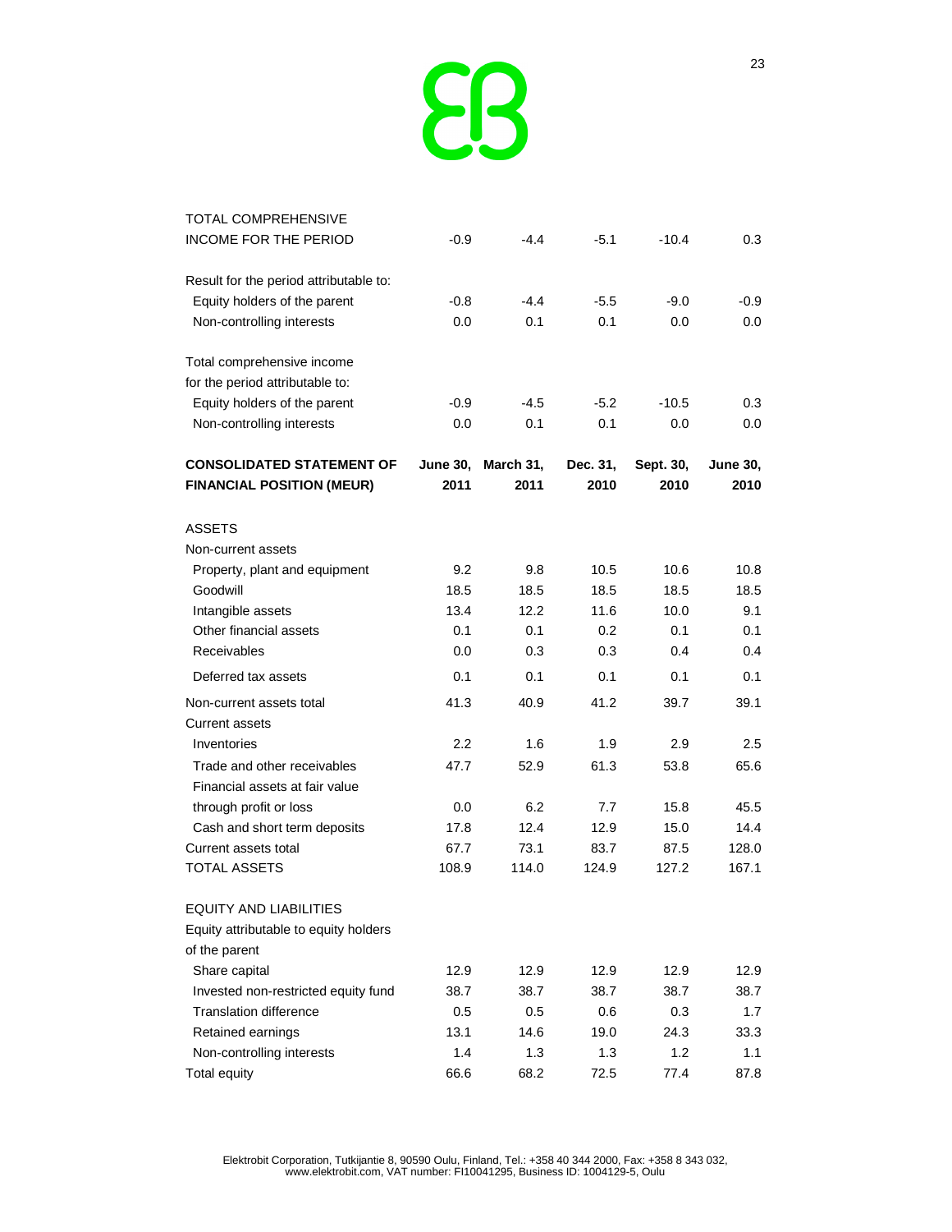| | | | | | |
|---|---|---|---|---|---|
| TOTAL COMPREHENSIVE INCOME FOR THE PERIOD | -0.9 | -4.4 | -5.1 | -10.4 | 0.3 |
| | | | | | |
| Result for the period attributable to: | | | | | |
| Equity holders of the parent | -0.8 | -4.4 | -5.5 | -9.0 | -0.9 |
| Non-controlling interests | 0.0 | 0.1 | 0.1 | 0.0 | 0.0 |
| | | | | | |
| Total comprehensive income for the period attributable to: | | | | | |
| Equity holders of the parent | -0.9 | -4.5 | -5.2 | -10.5 | 0.3 |
| Non-controlling interests | 0.0 | 0.1 | 0.1 | 0.0 | 0.0 |

| **CONSOLIDATED STATEMENT OF FINANCIAL POSITION (MEUR)** | **June 30, 2011** | **March 31, 2011** | **Dec. 31, 2010** | **Sept. 30, 2010** | **June 30, 2010** |
|---|---|---|---|---|---|
| ASSETS | | | | | |
| Non-current assets | | | | | |
| Property, plant and equipment | 9.2 | 9.8 | 10.5 | 10.6 | 10.8 |
| Goodwill | 18.5 | 18.5 | 18.5 | 18.5 | 18.5 |
| Intangible assets | 13.4 | 12.2 | 11.6 | 10.0 | 9.1 |
| Other financial assets | 0.1 | 0.1 | 0.2 | 0.1 | 0.1 |
| Receivables | 0.0 | 0.3 | 0.3 | 0.4 | 0.4 |
| Deferred tax assets | 0.1 | 0.1 | 0.1 | 0.1 | 0.1 |
| Non-current assets total | 41.3 | 40.9 | 41.2 | 39.7 | 39.1 |
| Current assets | | | | | |
| Inventories | 2.2 | 1.6 | 1.9 | 2.9 | 2.5 |
| Trade and other receivables | 47.7 | 52.9 | 61.3 | 53.8 | 65.6 |
| Financial assets at fair value through profit or loss | 0.0 | 6.2 | 7.7 | 15.8 | 45.5 |
| Cash and short term deposits | 17.8 | 12.4 | 12.9 | 15.0 | 14.4 |
| Current assets total | 67.7 | 73.1 | 83.7 | 87.5 | 128.0 |
| TOTAL ASSETS | 108.9 | 114.0 | 124.9 | 127.2 | 167.1 |
| | | | | | |
| EQUITY AND LIABILITIES | | | | | |
| Equity attributable to equity holders of the parent | | | | | |
| Share capital | 12.9 | 12.9 | 12.9 | 12.9 | 12.9 |
| Invested non-restricted equity fund | 38.7 | 38.7 | 38.7 | 38.7 | 38.7 |
| Translation difference | 0.5 | 0.5 | 0.6 | 0.3 | 1.7 |
| Retained earnings | 13.1 | 14.6 | 19.0 | 24.3 | 33.3 |
| Non-controlling interests | 1.4 | 1.3 | 1.3 | 1.2 | 1.1 |
| Total equity | 66.6 | 68.2 | 72.5 | 77.4 | 87.8 |

Elektrobit Corporation, Tutkijantie 8, 90590 Oulu, Finland, Tel.: +358 40 344 2000, Fax: +358 8 343 032, www.elektrobit.com, VAT number: FI10041295, Business ID: 1004129-5, Oulu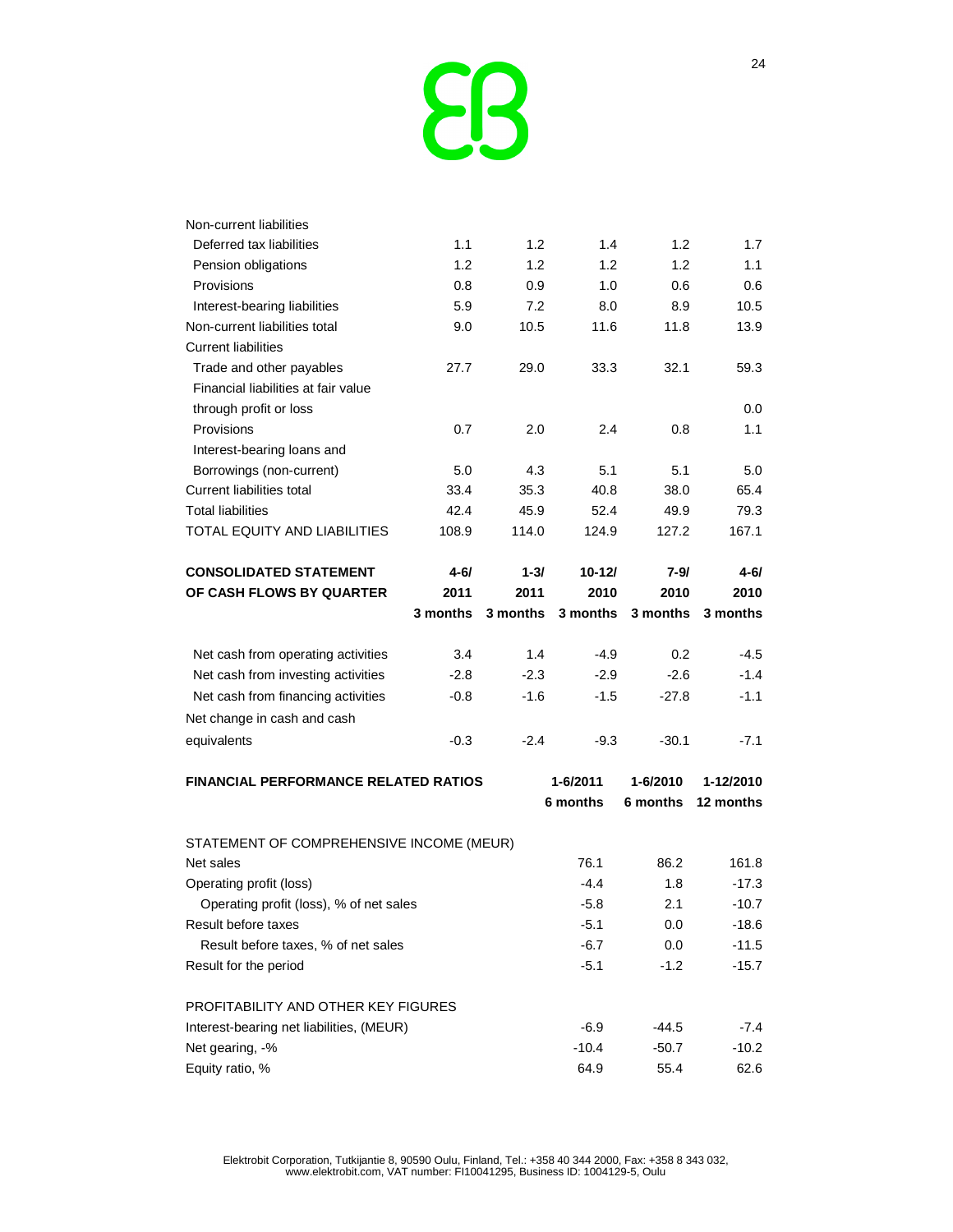| | | | | | |
|---|---|---|---|---|---|
| Non-current liabilities | | | | | |
| Deferred tax liabilities | 1.1 | 1.2 | 1.4 | 1.2 | 1.7 |
| Pension obligations | 1.2 | 1.2 | 1.2 | 1.2 | 1.1 |
| Provisions | 0.8 | 0.9 | 1.0 | 0.6 | 0.6 |
| Interest-bearing liabilities | 5.9 | 7.2 | 8.0 | 8.9 | 10.5 |
| Non-current liabilities total | 9.0 | 10.5 | 11.6 | 11.8 | 13.9 |
| Current liabilities | | | | | |
| Trade and other payables | 27.7 | 29.0 | 33.3 | 32.1 | 59.3 |
| Financial liabilities at fair value through profit or loss | | | | | 0.0 |
| Provisions | 0.7 | 2.0 | 2.4 | 0.8 | 1.1 |
| Interest-bearing loans and Borrowings (non-current) | 5.0 | 4.3 | 5.1 | 5.1 | 5.0 |
| Current liabilities total | 33.4 | 35.3 | 40.8 | 38.0 | 65.4 |
| Total liabilities | 42.4 | 45.9 | 52.4 | 49.9 | 79.3 |
| TOTAL EQUITY AND LIABILITIES | 108.9 | 114.0 | 124.9 | 127.2 | 167.1 |

| **CONSOLIDATED STATEMENT OF CASH FLOWS BY QUARTER** | **4-6/ 2011 3 months** | **1-3/ 2011 3 months** | **10-12/ 2010 3 months** | **7-9/ 2010 3 months** | **4-6/ 2010 3 months** |
|---|---|---|---|---|---|
| Net cash from operating activities | 3.4 | 1.4 | -4.9 | 0.2 | -4.5 |
| Net cash from investing activities | -2.8 | -2.3 | -2.9 | -2.6 | -1.4 |
| Net cash from financing activities | -0.8 | -1.6 | -1.5 | -27.8 | -1.1 |
| Net change in cash and cash equivalents | -0.3 | -2.4 | -9.3 | -30.1 | -7.1 |

| **FINANCIAL PERFORMANCE RELATED RATIOS** | **1-6/2011 6 months** | **1-6/2010 6 months** | **1-12/2010 12 months** |
|---|---|---|---|
| STATEMENT OF COMPREHENSIVE INCOME (MEUR) | | | |
| Net sales | 76.1 | 86.2 | 161.8 |
| Operating profit (loss) | -4.4 | 1.8 | -17.3 |
| Operating profit (loss), % of net sales | -5.8 | 2.1 | -10.7 |
| Result before taxes | -5.1 | 0.0 | -18.6 |
| Result before taxes, % of net sales | -6.7 | 0.0 | -11.5 |
| Result for the period | -5.1 | -1.2 | -15.7 |
| | | | |
| PROFITABILITY AND OTHER KEY FIGURES | | | |
| Interest-bearing net liabilities, (MEUR) | -6.9 | -44.5 | -7.4 |
| Net gearing, -% | -10.4 | -50.7 | -10.2 |
| Equity ratio, % | 64.9 | 55.4 | 62.6 |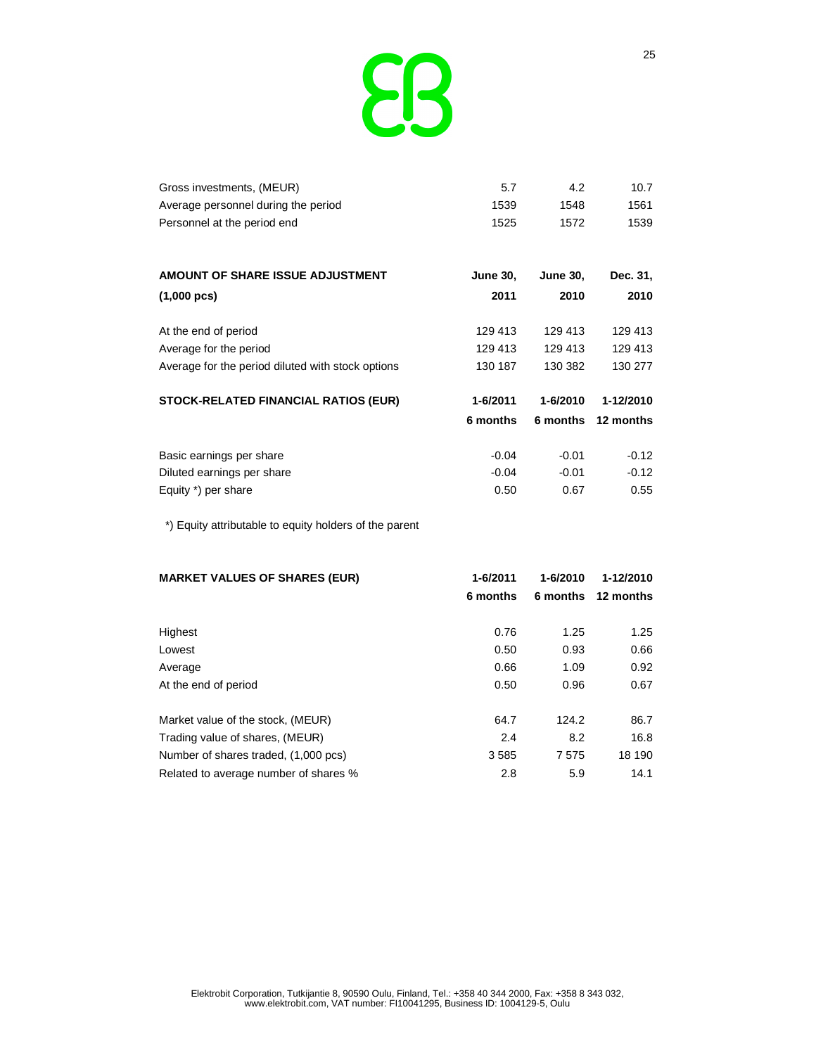| | | | |
|---|---|---|---|
| Gross investments, (MEUR) | 5.7 | 4.2 | 10.7 |
| Average personnel during the period | 1539 | 1548 | 1561 |
| Personnel at the period end | 1525 | 1572 | 1539 |

| **AMOUNT OF SHARE ISSUE ADJUSTMENT (1,000 pcs)** | **June 30, 2011** | **June 30, 2010** | **Dec. 31, 2010** |
|---|---|---|---|
| At the end of period | 129 413 | 129 413 | 129 413 |
| Average for the period | 129 413 | 129 413 | 129 413 |
| Average for the period diluted with stock options | 130 187 | 130 382 | 130 277 |

| **STOCK-RELATED FINANCIAL RATIOS (EUR)** | **1-6/2011** | **1-6/2010** | **1-12/2010** |
|---|---|---|---|
| | **6 months** | **6 months** | **12 months** |
| Basic earnings per share | -0.04 | -0.01 | -0.12 |
| Diluted earnings per share | -0.04 | -0.01 | -0.12 |
| Equity *) per share | 0.50 | 0.67 | 0.55 |

*) Equity attributable to equity holders of the parent

| **MARKET VALUES OF SHARES (EUR)** | **1-6/2011** | **1-6/2010** | **1-12/2010** |
|---|---|---|---|
| | **6 months** | **6 months** | **12 months** |
| Highest | 0.76 | 1.25 | 1.25 |
| Lowest | 0.50 | 0.93 | 0.66 |
| Average | 0.66 | 1.09 | 0.92 |
| At the end of period | 0.50 | 0.96 | 0.67 |
| Market value of the stock, (MEUR) | 64.7 | 124.2 | 86.7 |
| Trading value of shares, (MEUR) | 2.4 | 8.2 | 16.8 |
| Number of shares traded, (1,000 pcs) | 3 585 | 7 575 | 18 190 |
| Related to average number of shares % | 2.8 | 5.9 | 14.1 |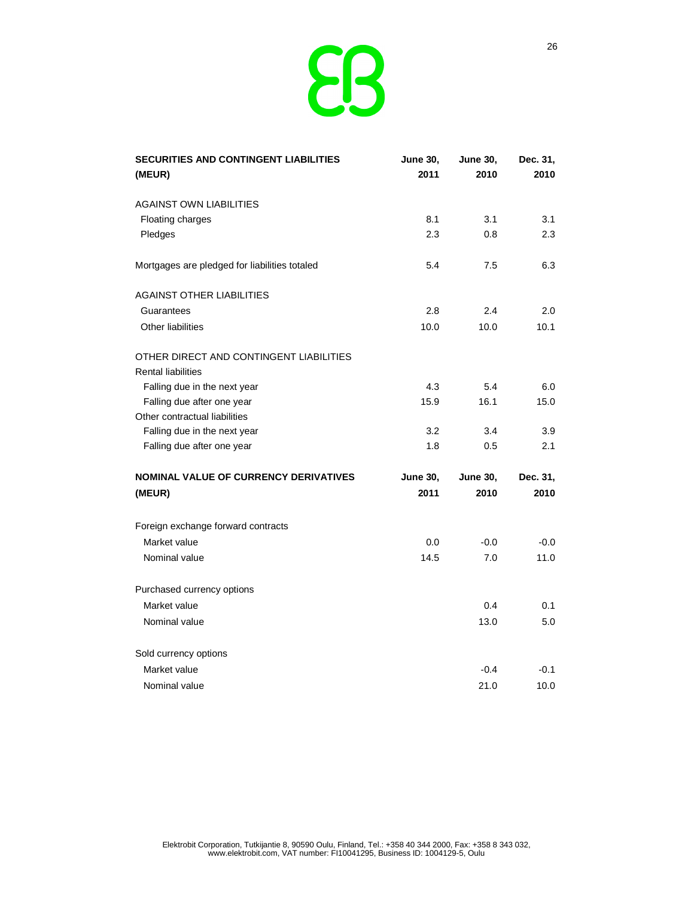| SECURITIES AND CONTINGENT LIABILITIES (MEUR) | June 30, 2011 | June 30, 2010 | Dec. 31, 2010 |
|---|---|---|---|
| AGAINST OWN LIABILITIES | | | |
| Floating charges | 8.1 | 3.1 | 3.1 |
| Pledges | 2.3 | 0.8 | 2.3 |
| | | | |
| Mortgages are pledged for liabilities totaled | 5.4 | 7.5 | 6.3 |
| | | | |
| AGAINST OTHER LIABILITIES | | | |
| Guarantees | 2.8 | 2.4 | 2.0 |
| Other liabilities | 10.0 | 10.0 | 10.1 |
| | | | |
| OTHER DIRECT AND CONTINGENT LIABILITIES | | | |
| Rental liabilities | | | |
| Falling due in the next year | 4.3 | 5.4 | 6.0 |
| Falling due after one year | 15.9 | 16.1 | 15.0 |
| Other contractual liabilities | | | |
| Falling due in the next year | 3.2 | 3.4 | 3.9 |
| Falling due after one year | 1.8 | 0.5 | 2.1 |

| NOMINAL VALUE OF CURRENCY DERIVATIVES (MEUR) | June 30, 2011 | June 30, 2010 | Dec. 31, 2010 |
|---|---|---|---|
| Foreign exchange forward contracts | | | |
| Market value | 0.0 | -0.0 | -0.0 |
| Nominal value | 14.5 | 7.0 | 11.0 |
| | | | |
| Purchased currency options | | | |
| Market value | | 0.4 | 0.1 |
| Nominal value | | 13.0 | 5.0 |
| | | | |
| Sold currency options | | | |
| Market value | | -0.4 | -0.1 |
| Nominal value | | 21.0 | 10.0 |

Elektrobit Corporation, Tutkijantie 8, 90590 Oulu, Finland, Tel.: +358 40 344 2000, Fax: +358 8 343 032, www.elektrobit.com, VAT number: FI10041295, Business ID: 1004129-5, Oulu